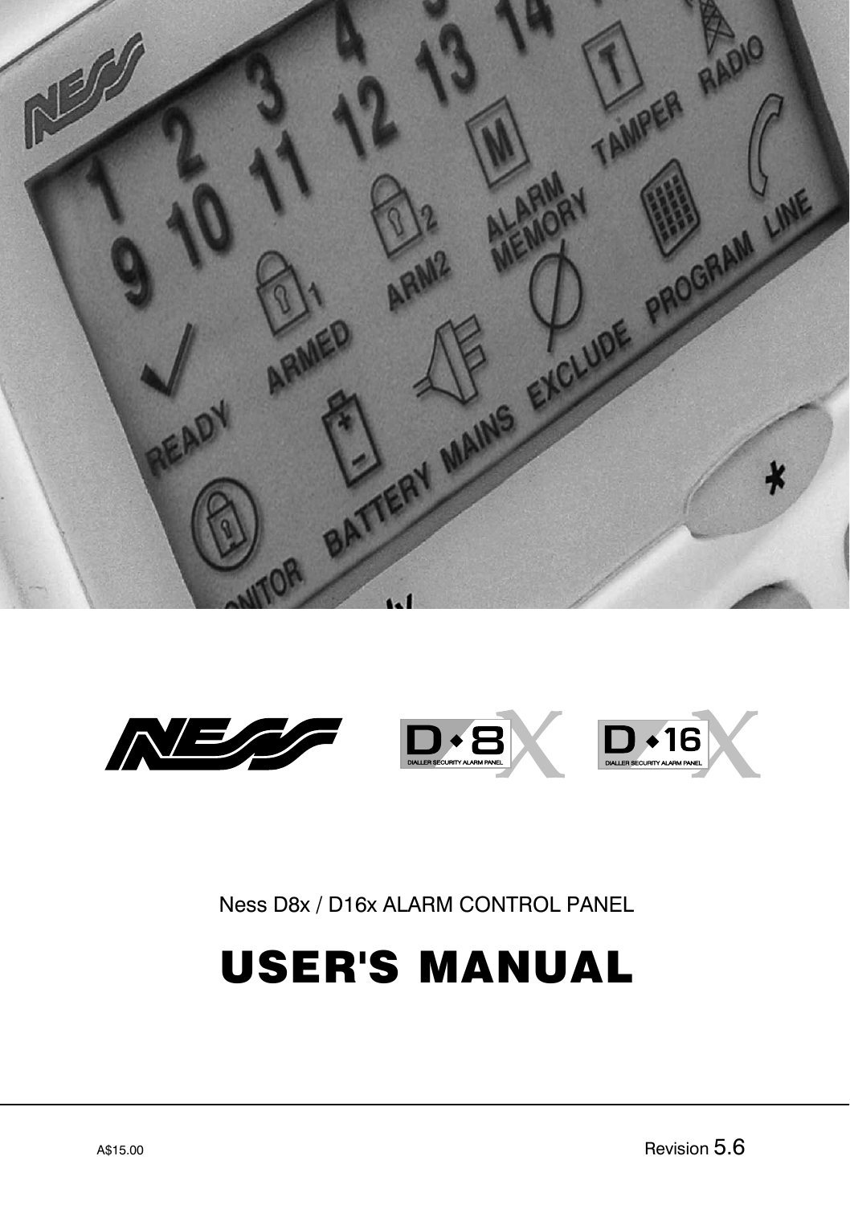Ness D8x / D16x ALARM CONTROL PANEL

# USER'S MANUAL

A$15.00

Revision 5.6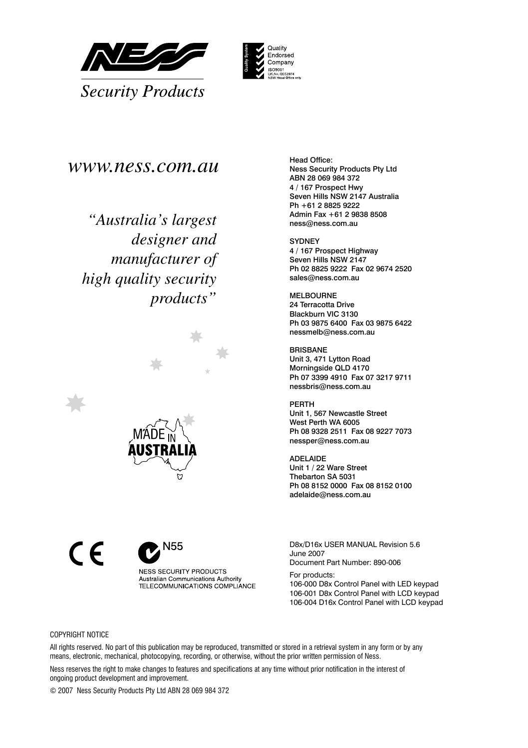Security Products

Quality Endorsed Company
ISO9001
LIC.No. QEC2074
NSW Head Office only

*www.ness.com.au*

*"Australia's largest designer and manufacturer of high quality security products"*

Head Office:
Ness Security Products Pty Ltd
ABN 28 069 984 372
4 / 167 Prospect Hwy
Seven Hills NSW 2147 Australia
Ph +61 2 8825 9222
Admin Fax +61 2 9838 8508
ness@ness.com.au

SYDNEY
4 / 167 Prospect Highway
Seven Hills NSW 2147
Ph 02 8825 9222 Fax 02 9674 2520
sales@ness.com.au

MELBOURNE
24 Terracotta Drive
Blackburn VIC 3130
Ph 03 9875 6400 Fax 03 9875 6422
nessmelb@ness.com.au

BRISBANE
Unit 3, 471 Lytton Road
Morningside QLD 4170
Ph 07 3399 4910 Fax 07 3217 9711
nessbris@ness.com.au

PERTH
Unit 1, 567 Newcastle Street
West Perth WA 6005
Ph 08 9328 2511 Fax 08 9227 7073
nessper@ness.com.au

ADELAIDE
Unit 1 / 22 Ware Street
Thebarton SA 5031
Ph 08 8152 0000 Fax 08 8152 0100
adelaide@ness.com.au

MADE IN AUSTRALIA

N55
NESS SECURITY PRODUCTS
Australian Communications Authority
TELECOMMUNICATIONS COMPLIANCE

D8x/D16x USER MANUAL Revision 5.6
June 2007
Document Part Number: 890-006

For products:
106-000 D8x Control Panel with LED keypad
106-001 D8x Control Panel with LCD keypad
106-004 D16x Control Panel with LCD keypad

COPYRIGHT NOTICE

All rights reserved. No part of this publication may be reproduced, transmitted or stored in a retrieval system in any form or by any means, electronic, mechanical, photocopying, recording, or otherwise, without the prior written permission of Ness.

Ness reserves the right to make changes to features and specifications at any time without prior notification in the interest of ongoing product development and improvement.

© 2007 Ness Security Products Pty Ltd ABN 28 069 984 372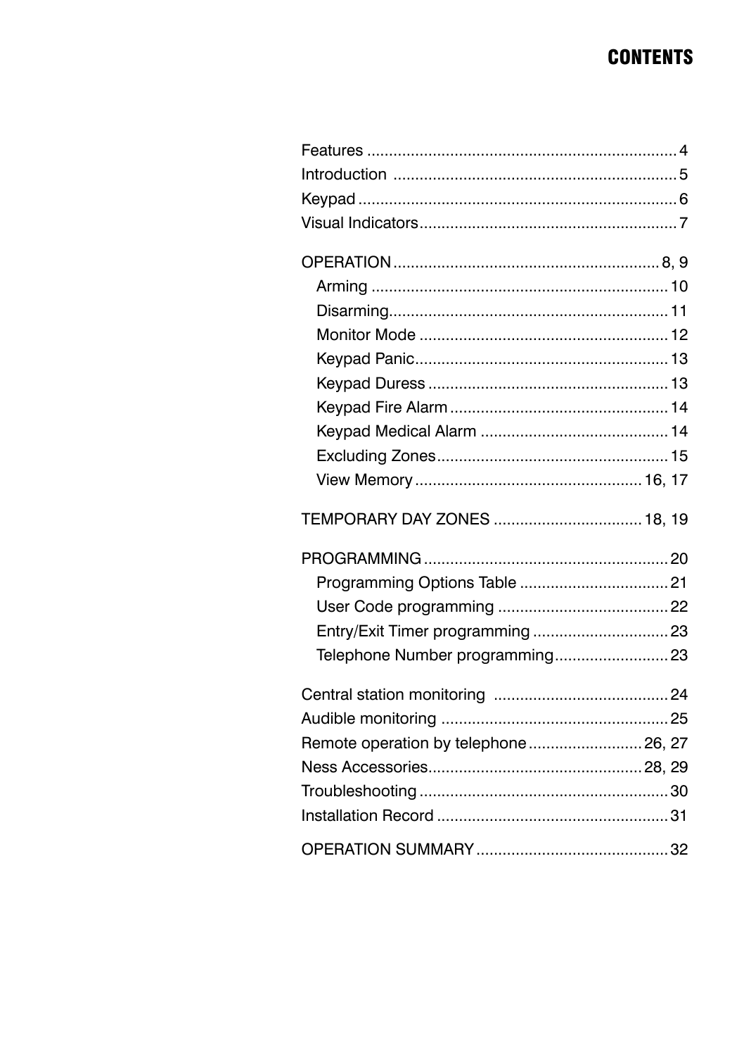# CONTENTS

| | |
|---|---|
| Features | 4 |
| Introduction | 5 |
| Keypad | 6 |
| Visual Indicators | 7 |
| OPERATION | 8, 9 |
| Arming | 10 |
| Disarming | 11 |
| Monitor Mode | 12 |
| Keypad Panic | 13 |
| Keypad Duress | 13 |
| Keypad Fire Alarm | 14 |
| Keypad Medical Alarm | 14 |
| Excluding Zones | 15 |
| View Memory | 16, 17 |
| TEMPORARY DAY ZONES | 18, 19 |
| PROGRAMMING | 20 |
| Programming Options Table | 21 |
| User Code programming | 22 |
| Entry/Exit Timer programming | 23 |
| Telephone Number programming | 23 |
| Central station monitoring | 24 |
| Audible monitoring | 25 |
| Remote operation by telephone | 26, 27 |
| Ness Accessories | 28, 29 |
| Troubleshooting | 30 |
| Installation Record | 31 |
| OPERATION SUMMARY | 32 |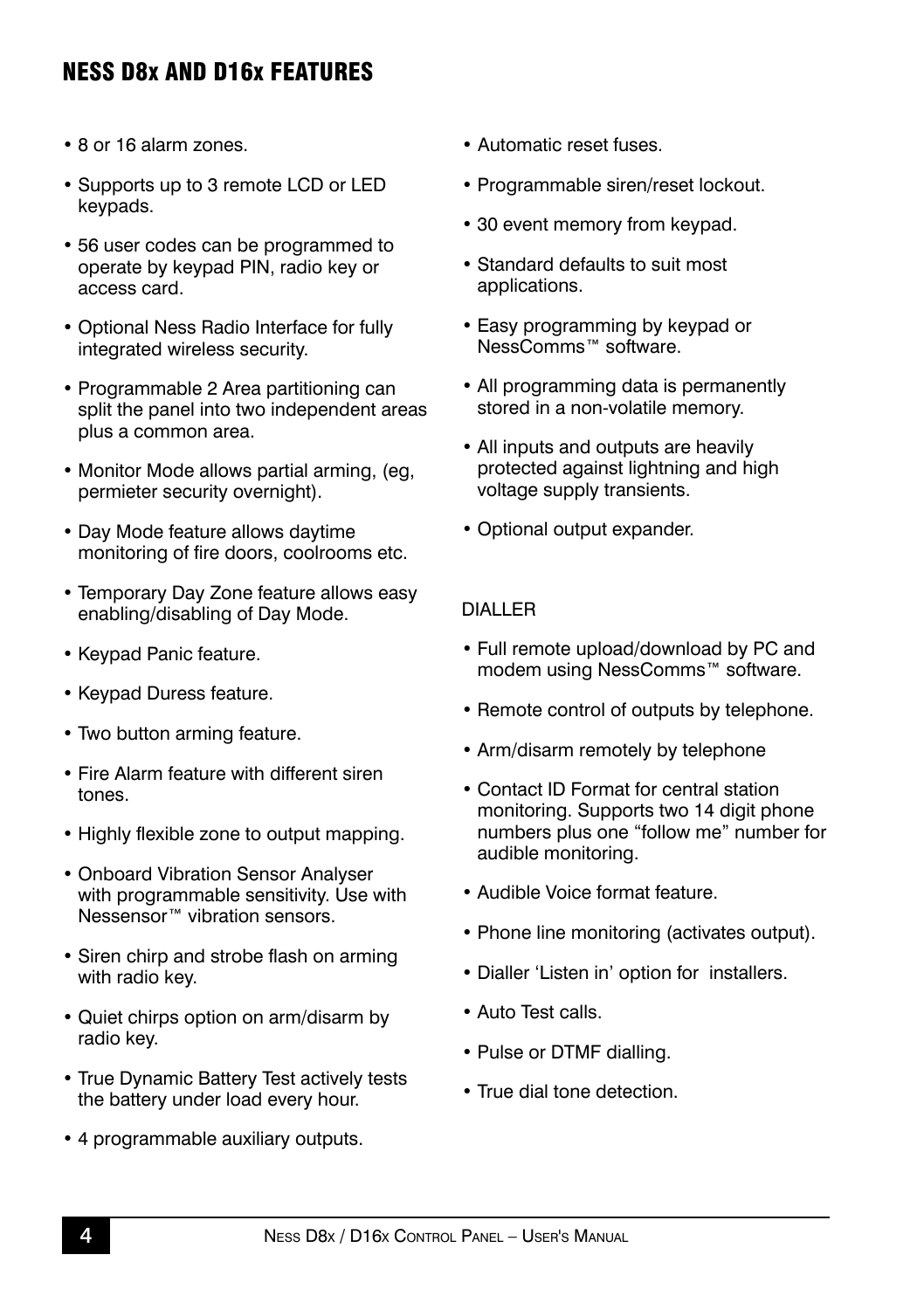# NESS D8x AND D16x FEATURES

- 8 or 16 alarm zones.
- Supports up to 3 remote LCD or LED keypads.
- 56 user codes can be programmed to operate by keypad PIN, radio key or access card.
- Optional Ness Radio Interface for fully integrated wireless security.
- Programmable 2 Area partitioning can split the panel into two independent areas plus a common area.
- Monitor Mode allows partial arming, (eg, permieter security overnight).
- Day Mode feature allows daytime monitoring of fire doors, coolrooms etc.
- Temporary Day Zone feature allows easy enabling/disabling of Day Mode.
- Keypad Panic feature.
- Keypad Duress feature.
- Two button arming feature.
- Fire Alarm feature with different siren tones.
- Highly flexible zone to output mapping.
- Onboard Vibration Sensor Analyser with programmable sensitivity. Use with Nessensor™ vibration sensors.
- Siren chirp and strobe flash on arming with radio key.
- Quiet chirps option on arm/disarm by radio key.
- True Dynamic Battery Test actively tests the battery under load every hour.
- 4 programmable auxiliary outputs.
- Automatic reset fuses.
- Programmable siren/reset lockout.
- 30 event memory from keypad.
- Standard defaults to suit most applications.
- Easy programming by keypad or NessComms™ software.
- All programming data is permanently stored in a non-volatile memory.
- All inputs and outputs are heavily protected against lightning and high voltage supply transients.
- Optional output expander.

DIALLER

- Full remote upload/download by PC and modem using NessComms™ software.
- Remote control of outputs by telephone.
- Arm/disarm remotely by telephone
- Contact ID Format for central station monitoring. Supports two 14 digit phone numbers plus one “follow me” number for audible monitoring.
- Audible Voice format feature.
- Phone line monitoring (activates output).
- Dialler ‘Listen in’ option for installers.
- Auto Test calls.
- Pulse or DTMF dialling.
- True dial tone detection.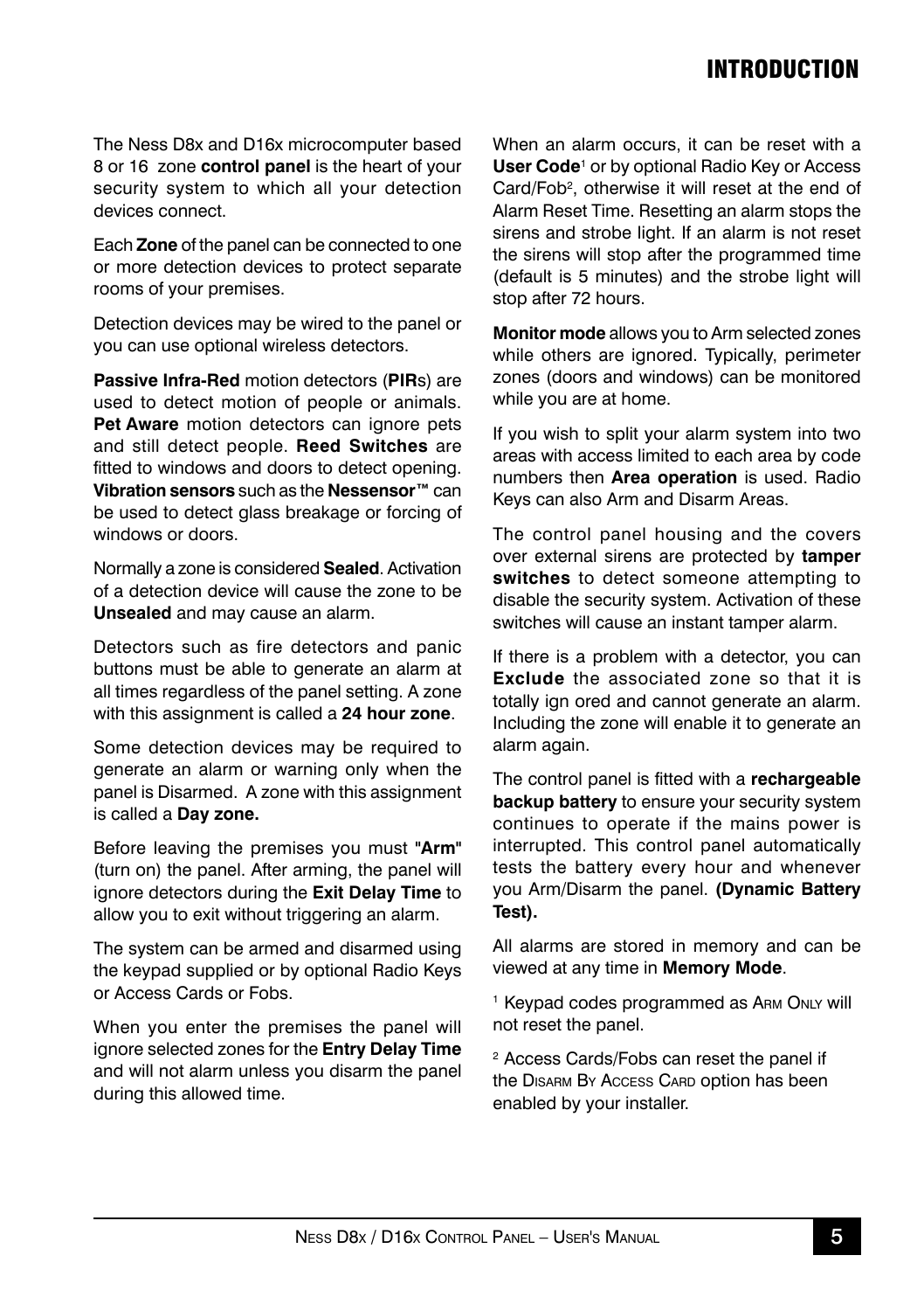# INTRODUCTION

The Ness D8x and D16x microcomputer based 8 or 16 zone **control panel** is the heart of your security system to which all your detection devices connect.

Each **Zone** of the panel can be connected to one or more detection devices to protect separate rooms of your premises.

Detection devices may be wired to the panel or you can use optional wireless detectors.

**Passive Infra-Red** motion detectors (**PIR**s) are used to detect motion of people or animals. **Pet Aware** motion detectors can ignore pets and still detect people. **Reed Switches** are fitted to windows and doors to detect opening. **Vibration sensors** such as the **Nessensor™** can be used to detect glass breakage or forcing of windows or doors.

Normally a zone is considered **Sealed**. Activation of a detection device will cause the zone to be **Unsealed** and may cause an alarm.

Detectors such as fire detectors and panic buttons must be able to generate an alarm at all times regardless of the panel setting. A zone with this assignment is called a **24 hour zone**.

Some detection devices may be required to generate an alarm or warning only when the panel is Disarmed. A zone with this assignment is called a **Day zone.**

Before leaving the premises you must **"Arm"** (turn on) the panel. After arming, the panel will ignore detectors during the **Exit Delay Time** to allow you to exit without triggering an alarm.

The system can be armed and disarmed using the keypad supplied or by optional Radio Keys or Access Cards or Fobs.

When you enter the premises the panel will ignore selected zones for the **Entry Delay Time** and will not alarm unless you disarm the panel during this allowed time.

When an alarm occurs, it can be reset with a **User Code**[1] or by optional Radio Key or Access Card/Fob[2], otherwise it will reset at the end of Alarm Reset Time. Resetting an alarm stops the sirens and strobe light. If an alarm is not reset the sirens will stop after the programmed time (default is 5 minutes) and the strobe light will stop after 72 hours.

**Monitor mode** allows you to Arm selected zones while others are ignored. Typically, perimeter zones (doors and windows) can be monitored while you are at home.

If you wish to split your alarm system into two areas with access limited to each area by code numbers then **Area operation** is used. Radio Keys can also Arm and Disarm Areas.

The control panel housing and the covers over external sirens are protected by **tamper switches** to detect someone attempting to disable the security system. Activation of these switches will cause an instant tamper alarm.

If there is a problem with a detector, you can **Exclude** the associated zone so that it is totally ign ored and cannot generate an alarm. Including the zone will enable it to generate an alarm again.

The control panel is fitted with a **rechargeable backup battery** to ensure your security system continues to operate if the mains power is interrupted. This control panel automatically tests the battery every hour and whenever you Arm/Disarm the panel. **(Dynamic Battery Test).**

All alarms are stored in memory and can be viewed at any time in **Memory Mode**.

[1] Keypad codes programmed as ARM ONLY will not reset the panel.

[2] Access Cards/Fobs can reset the panel if the DISARM BY ACCESS CARD option has been enabled by your installer.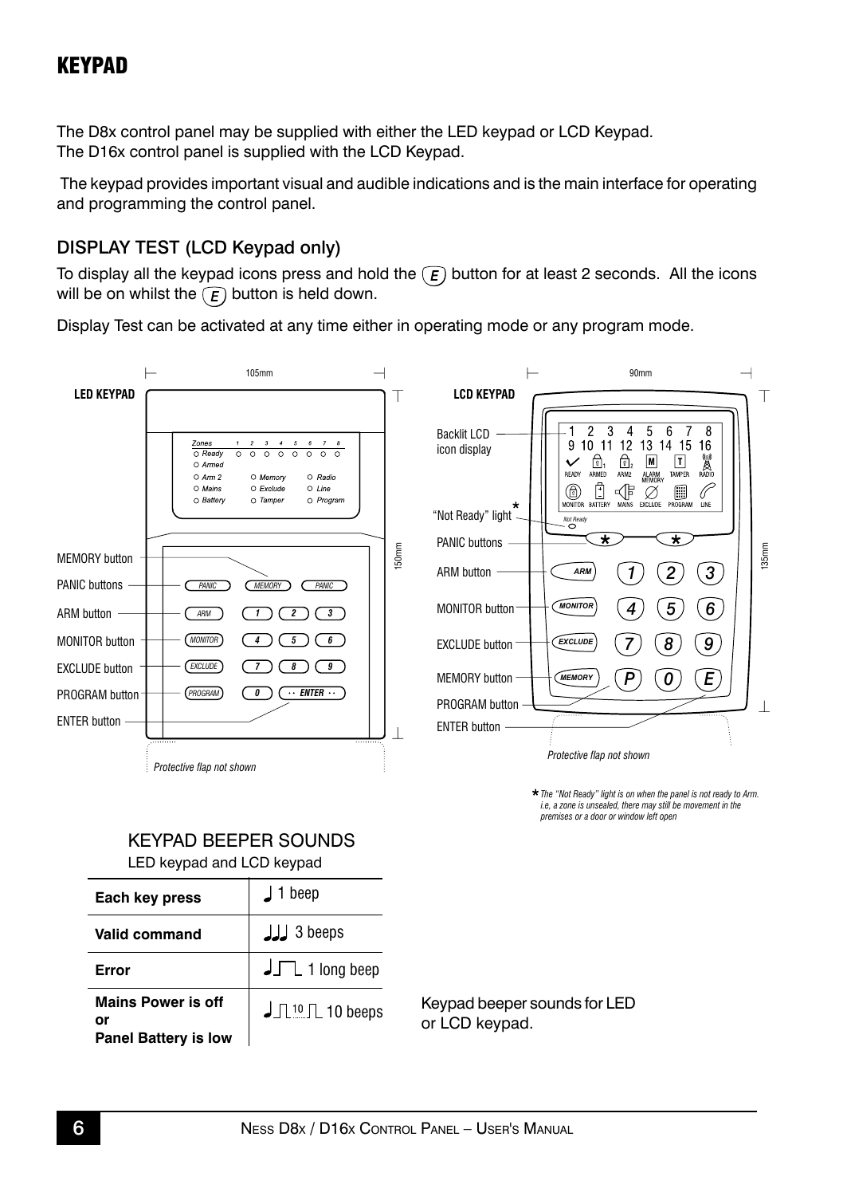# KEYPAD

The D8x control panel may be supplied with either the LED keypad or LCD Keypad.
The D16x control panel is supplied with the LCD Keypad.

The keypad provides important visual and audible indications and is the main interface for operating and programming the control panel.

## DISPLAY TEST (LCD Keypad only)

To display all the keypad icons press and hold the (E) button for at least 2 seconds. All the icons will be on whilst the (E) button is held down.

Display Test can be activated at any time either in operating mode or any program mode.

**LED KEYPAD**

MEMORY button
PANIC buttons
ARM button
MONITOR button
EXCLUDE button
PROGRAM button
ENTER button

*Protective flap not shown*

**LCD KEYPAD**

Backlit LCD icon display
"Not Ready" light*
PANIC buttons
ARM button
MONITOR button
EXCLUDE button
MEMORY button
PROGRAM button
ENTER button

*Protective flap not shown*

*\*The "Not Ready" light is on when the panel is not ready to Arm. i.e, a zone is unsealed, there may still be movement in the premises or a door or window left open*

## KEYPAD BEEPER SOUNDS

LED keypad and LCD keypad

| | |
|---|---|
| **Each key press** | 1 beep |
| **Valid command** | 3 beeps |
| **Error** | 1 long beep |
| **Mains Power is off or Panel Battery is low** | 10 beeps |

Keypad beeper sounds for LED or LCD keypad.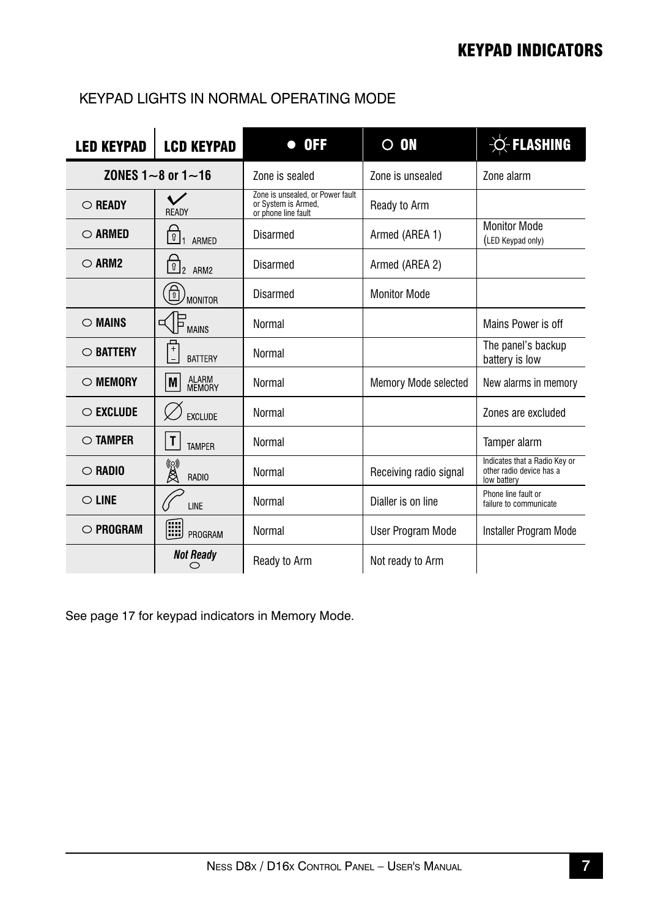# KEYPAD INDICATORS

## KEYPAD LIGHTS IN NORMAL OPERATING MODE

| LED KEYPAD | LCD KEYPAD | ● OFF | ○ ON | FLASHING |
|---|---|---|---|---|
| ZONES 1~8 or 1~16 | | Zone is sealed | Zone is unsealed | Zone alarm |
| ○ READY | READY | Zone is unsealed, or Power fault or System is Armed, or phone line fault | Ready to Arm | |
| ○ ARMED | 1 ARMED | Disarmed | Armed (AREA 1) | Monitor Mode (LED Keypad only) |
| ○ ARM2 | 2 ARM2 | Disarmed | Armed (AREA 2) | |
| | MONITOR | Disarmed | Monitor Mode | |
| ○ MAINS | MAINS | Normal | | Mains Power is off |
| ○ BATTERY | BATTERY | Normal | | The panel's backup battery is low |
| ○ MEMORY | M ALARM MEMORY | Normal | Memory Mode selected | New alarms in memory |
| ○ EXCLUDE | EXCLUDE | Normal | | Zones are excluded |
| ○ TAMPER | T TAMPER | Normal | | Tamper alarm |
| ○ RADIO | RADIO | Normal | Receiving radio signal | Indicates that a Radio Key or other radio device has a low battery |
| ○ LINE | LINE | Normal | Dialler is on line | Phone line fault or failure to communicate |
| ○ PROGRAM | PROGRAM | Normal | User Program Mode | Installer Program Mode |
| | *Not Ready* ○ | Ready to Arm | Not ready to Arm | |

See page 17 for keypad indicators in Memory Mode.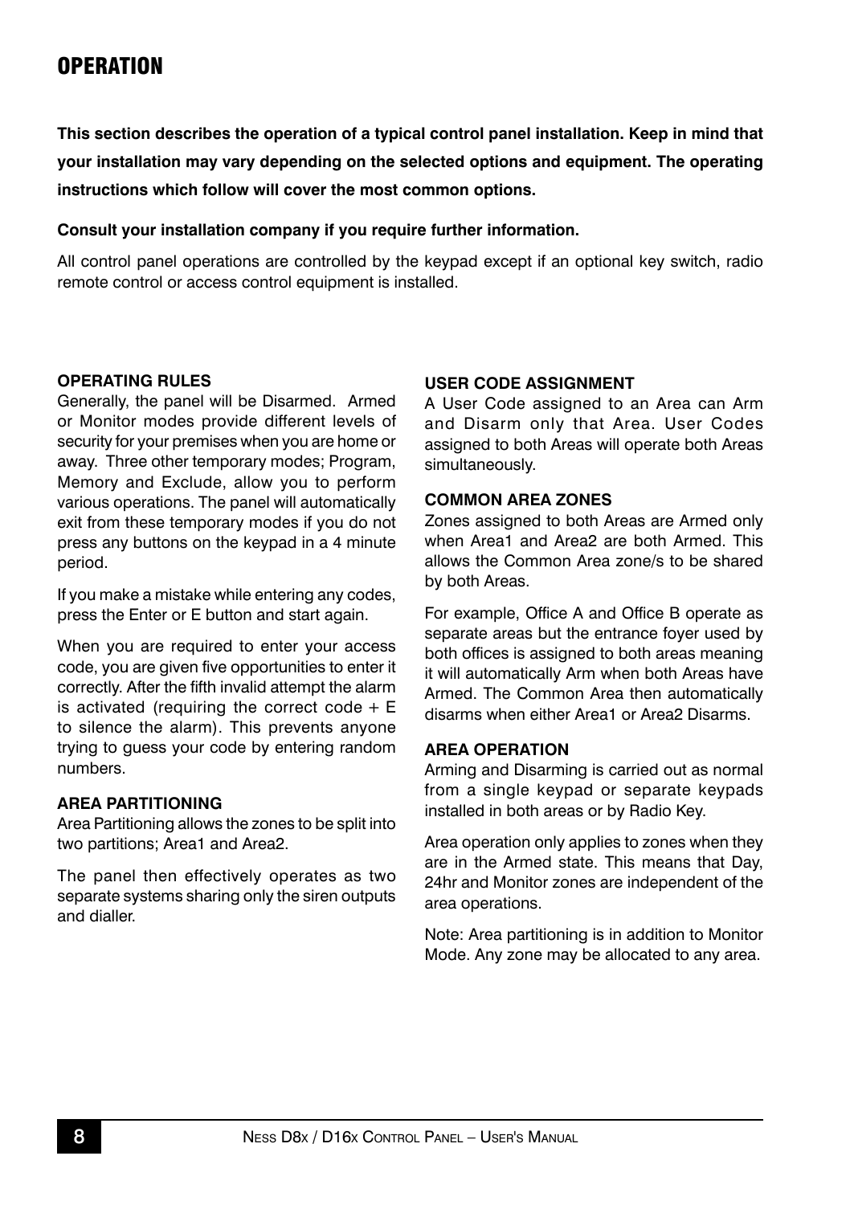# OPERATION

**This section describes the operation of a typical control panel installation. Keep in mind that your installation may vary depending on the selected options and equipment. The operating instructions which follow will cover the most common options.**

**Consult your installation company if you require further information.**

All control panel operations are controlled by the keypad except if an optional key switch, radio remote control or access control equipment is installed.

### OPERATING RULES

Generally, the panel will be Disarmed. Armed or Monitor modes provide different levels of security for your premises when you are home or away. Three other temporary modes; Program, Memory and Exclude, allow you to perform various operations. The panel will automatically exit from these temporary modes if you do not press any buttons on the keypad in a 4 minute period.

If you make a mistake while entering any codes, press the Enter or E button and start again.

When you are required to enter your access code, you are given five opportunities to enter it correctly. After the fifth invalid attempt the alarm is activated (requiring the correct code + E to silence the alarm). This prevents anyone trying to guess your code by entering random numbers.

### AREA PARTITIONING

Area Partitioning allows the zones to be split into two partitions; Area1 and Area2.

The panel then effectively operates as two separate systems sharing only the siren outputs and dialler.

### USER CODE ASSIGNMENT

A User Code assigned to an Area can Arm and Disarm only that Area. User Codes assigned to both Areas will operate both Areas simultaneously.

### COMMON AREA ZONES

Zones assigned to both Areas are Armed only when Area1 and Area2 are both Armed. This allows the Common Area zone/s to be shared by both Areas.

For example, Office A and Office B operate as separate areas but the entrance foyer used by both offices is assigned to both areas meaning it will automatically Arm when both Areas have Armed. The Common Area then automatically disarms when either Area1 or Area2 Disarms.

### AREA OPERATION

Arming and Disarming is carried out as normal from a single keypad or separate keypads installed in both areas or by Radio Key.

Area operation only applies to zones when they are in the Armed state. This means that Day, 24hr and Monitor zones are independent of the area operations.

Note: Area partitioning is in addition to Monitor Mode. Any zone may be allocated to any area.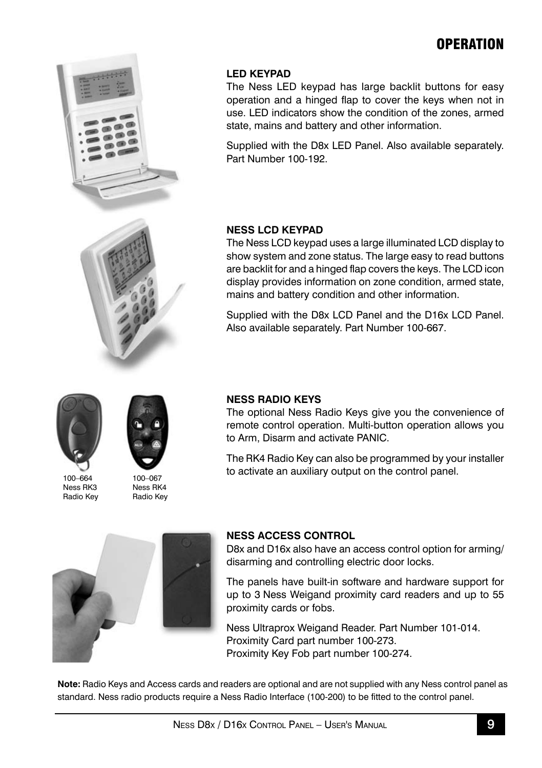## OPERATION

### LED KEYPAD

The Ness LED keypad has large backlit buttons for easy operation and a hinged flap to cover the keys when not in use. LED indicators show the condition of the zones, armed state, mains and battery and other information.

Supplied with the D8x LED Panel. Also available separately. Part Number 100-192.

### NESS LCD KEYPAD

The Ness LCD keypad uses a large illuminated LCD display to show system and zone status. The large easy to read buttons are backlit for and a hinged flap covers the keys. The LCD icon display provides information on zone condition, armed state, mains and battery condition and other information.

Supplied with the D8x LCD Panel and the D16x LCD Panel. Also available separately. Part Number 100-667.

### NESS RADIO KEYS

The optional Ness Radio Keys give you the convenience of remote control operation. Multi-button operation allows you to Arm, Disarm and activate PANIC.

The RK4 Radio Key can also be programmed by your installer to activate an auxiliary output on the control panel.

100–664
Ness RK3
Radio Key

100–067
Ness RK4
Radio Key

### NESS ACCESS CONTROL

D8x and D16x also have an access control option for arming/ disarming and controlling electric door locks.

The panels have built-in software and hardware support for up to 3 Ness Weigand proximity card readers and up to 55 proximity cards or fobs.

Ness Ultraprox Weigand Reader. Part Number 101-014.
Proximity Card part number 100-273.
Proximity Key Fob part number 100-274.

**Note:** Radio Keys and Access cards and readers are optional and are not supplied with any Ness control panel as standard. Ness radio products require a Ness Radio Interface (100-200) to be fitted to the control panel.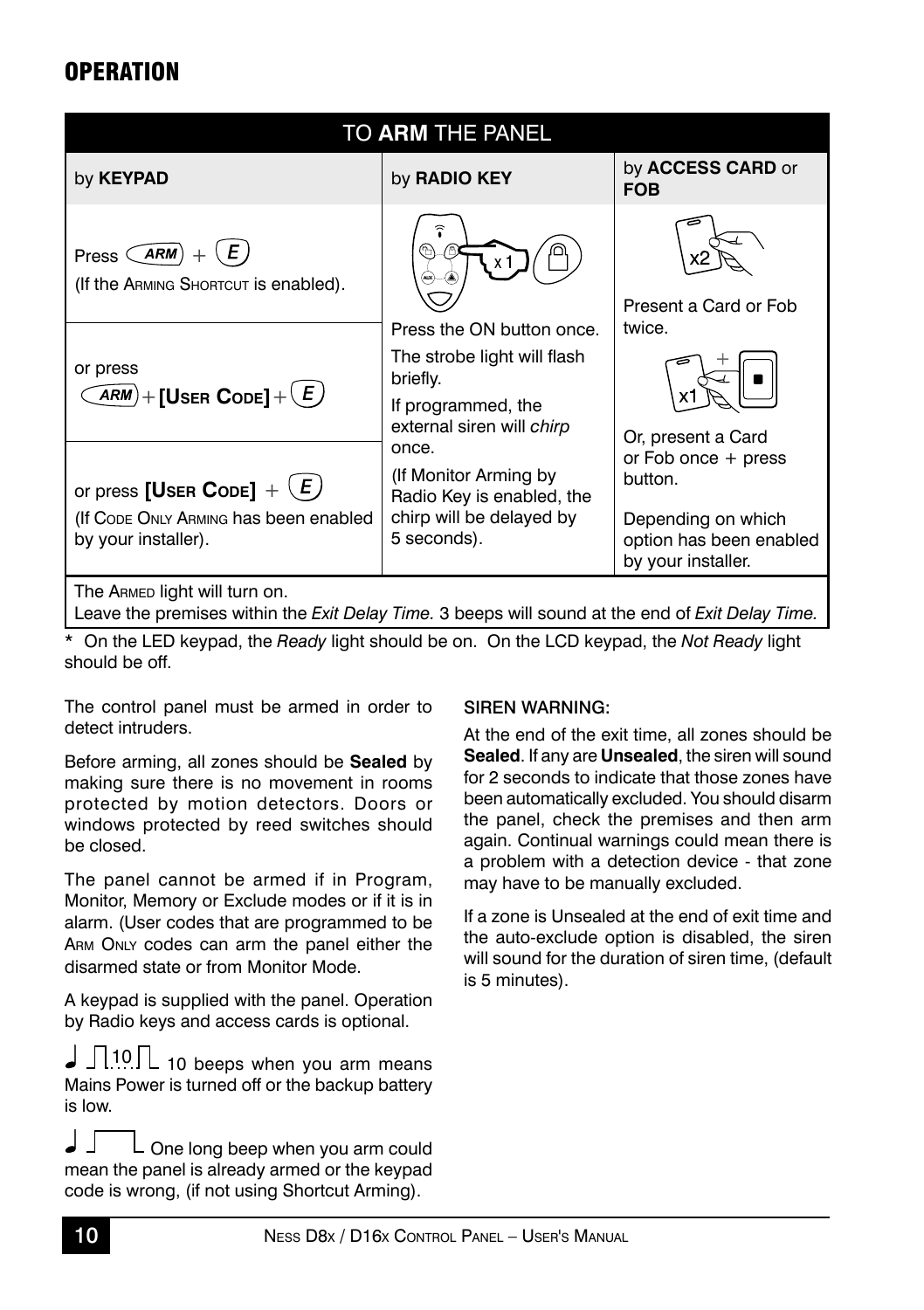# OPERATION

| TO **ARM** THE PANEL | | |
|---|---|---|
| by **KEYPAD** | by **RADIO KEY** | by **ACCESS CARD** or **FOB** |
| Press ARM + E (If the ARMING SHORTCUT is enabled). | Press the ON button once. The strobe light will flash briefly. If programmed, the external siren will *chirp* once. (If Monitor Arming by Radio Key is enabled, the chirp will be delayed by 5 seconds). | Present a Card or Fob twice. Or, present a Card or Fob once + press button. Depending on which option has been enabled by your installer. |
| or press ARM + **[USER CODE]** + E | | |
| or press **[USER CODE]** + E (If CODE ONLY ARMING has been enabled by your installer). | | |
| The ARMED light will turn on. Leave the premises within the *Exit Delay Time.* 3 beeps will sound at the end of *Exit Delay Time.* | | |

\* On the LED keypad, the *Ready* light should be on. On the LCD keypad, the *Not Ready* light should be off.

The control panel must be armed in order to detect intruders.

Before arming, all zones should be **Sealed** by making sure there is no movement in rooms protected by motion detectors. Doors or windows protected by reed switches should be closed.

The panel cannot be armed if in Program, Monitor, Memory or Exclude modes or if it is in alarm. (User codes that are programmed to be ARM ONLY codes can arm the panel either the disarmed state or from Monitor Mode.

A keypad is supplied with the panel. Operation by Radio keys and access cards is optional.

10 beeps when you arm means Mains Power is turned off or the backup battery is low.

One long beep when you arm could mean the panel is already armed or the keypad code is wrong, (if not using Shortcut Arming).

SIREN WARNING:

At the end of the exit time, all zones should be **Sealed**. If any are **Unsealed**, the siren will sound for 2 seconds to indicate that those zones have been automatically excluded. You should disarm the panel, check the premises and then arm again. Continual warnings could mean there is a problem with a detection device - that zone may have to be manually excluded.

If a zone is Unsealed at the end of exit time and the auto-exclude option is disabled, the siren will sound for the duration of siren time, (default is 5 minutes).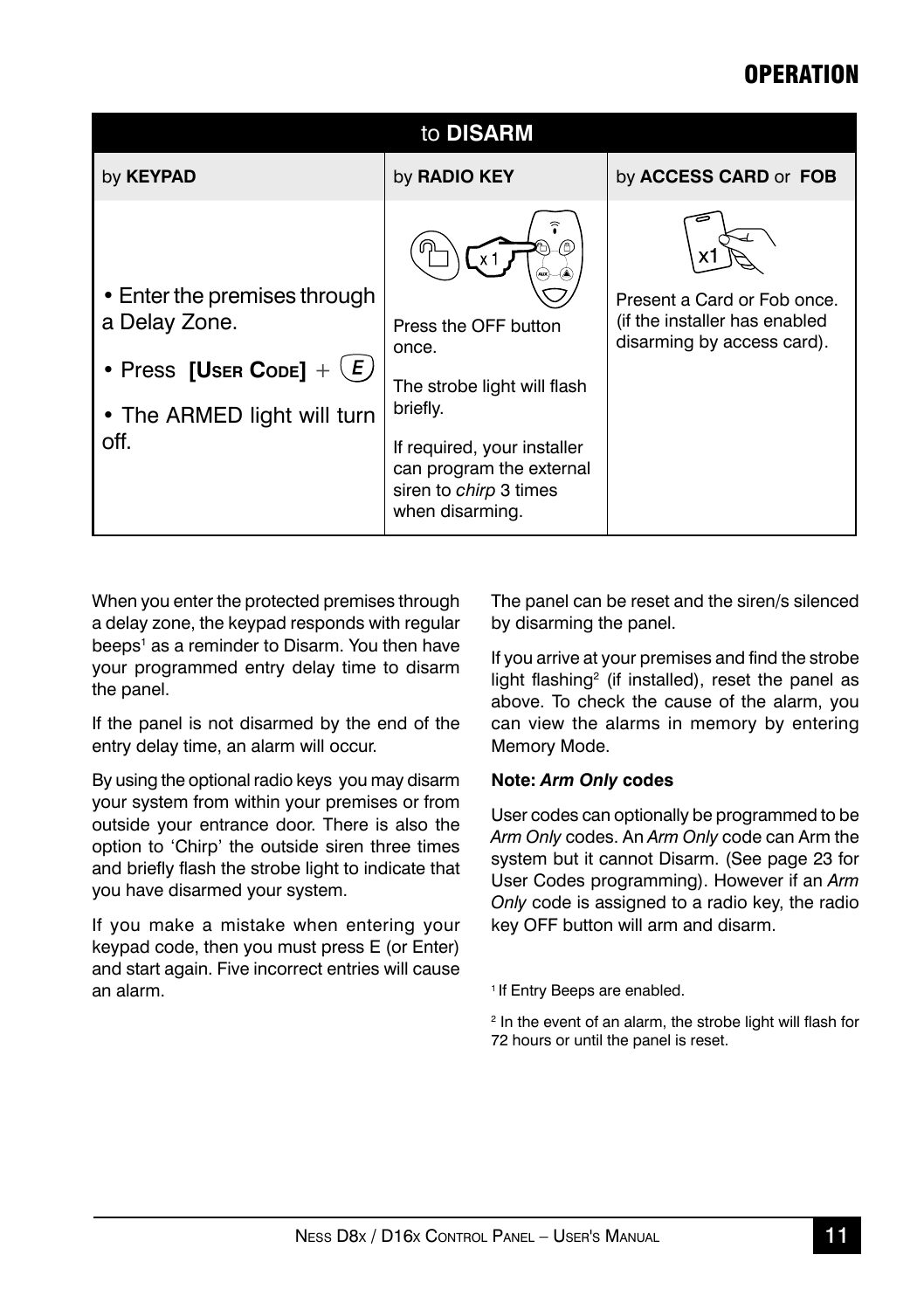# OPERATION

| to **DISARM** | | |
|---|---|---|
| by **KEYPAD** | by **RADIO KEY** | by **ACCESS CARD** or **FOB** |
| • Enter the premises through a Delay Zone.<br>• Press **[User Code]** + E<br>• The ARMED light will turn off. | x 1<br>Press the OFF button once.<br>The strobe light will flash briefly.<br>If required, your installer can program the external siren to *chirp* 3 times when disarming. | x1<br>Present a Card or Fob once. (if the installer has enabled disarming by access card). |

When you enter the protected premises through a delay zone, the keypad responds with regular beeps[1] as a reminder to Disarm. You then have your programmed entry delay time to disarm the panel.

If the panel is not disarmed by the end of the entry delay time, an alarm will occur.

By using the optional radio keys you may disarm your system from within your premises or from outside your entrance door. There is also the option to 'Chirp' the outside siren three times and briefly flash the strobe light to indicate that you have disarmed your system.

If you make a mistake when entering your keypad code, then you must press E (or Enter) and start again. Five incorrect entries will cause an alarm.

The panel can be reset and the siren/s silenced by disarming the panel.

If you arrive at your premises and find the strobe light flashing[2] (if installed), reset the panel as above. To check the cause of the alarm, you can view the alarms in memory by entering Memory Mode.

**Note: *Arm Only* codes**

User codes can optionally be programmed to be *Arm Only* codes. An *Arm Only* code can Arm the system but it cannot Disarm. (See page 23 for User Codes programming). However if an *Arm Only* code is assigned to a radio key, the radio key OFF button will arm and disarm.

[1] If Entry Beeps are enabled.

[2] In the event of an alarm, the strobe light will flash for 72 hours or until the panel is reset.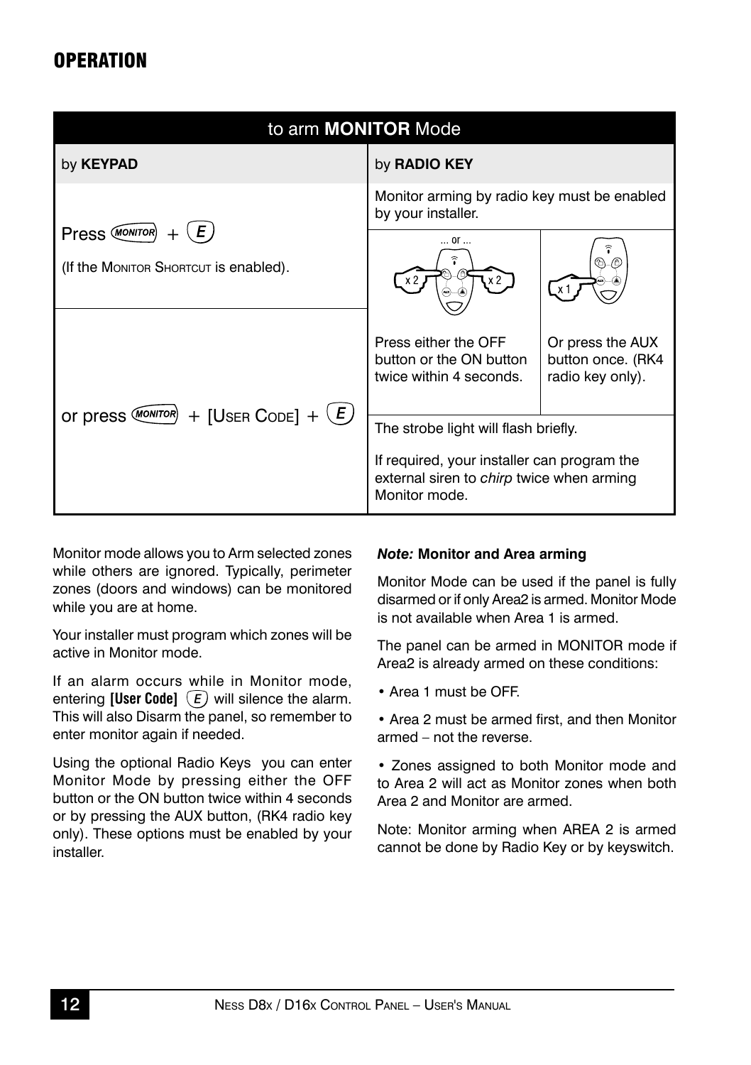# OPERATION

| to arm **MONITOR** Mode | | |
|---|---|---|
| by **KEYPAD** | by **RADIO KEY** | |
| Press MONITOR + E (If the MONITOR SHORTCUT is enabled). | Monitor arming by radio key must be enabled by your installer. | |
| or press MONITOR + [USER CODE] + E | ... or ... x 2 x 2 Press either the OFF button or the ON button twice within 4 seconds. | x 1 Or press the AUX button once. (RK4 radio key only). |
| | The strobe light will flash briefly. If required, your installer can program the external siren to *chirp* twice when arming Monitor mode. | |

Monitor mode allows you to Arm selected zones while others are ignored. Typically, perimeter zones (doors and windows) can be monitored while you are at home.

Your installer must program which zones will be active in Monitor mode.

If an alarm occurs while in Monitor mode, entering **[User Code]** E will silence the alarm. This will also Disarm the panel, so remember to enter monitor again if needed.

Using the optional Radio Keys you can enter Monitor Mode by pressing either the OFF button or the ON button twice within 4 seconds or by pressing the AUX button, (RK4 radio key only). These options must be enabled by your installer.

***Note:*** **Monitor and Area arming**

Monitor Mode can be used if the panel is fully disarmed or if only Area2 is armed. Monitor Mode is not available when Area 1 is armed.

The panel can be armed in MONITOR mode if Area2 is already armed on these conditions:

- Area 1 must be OFF.
- Area 2 must be armed first, and then Monitor armed – not the reverse.
- Zones assigned to both Monitor mode and to Area 2 will act as Monitor zones when both Area 2 and Monitor are armed.

Note: Monitor arming when AREA 2 is armed cannot be done by Radio Key or by keyswitch.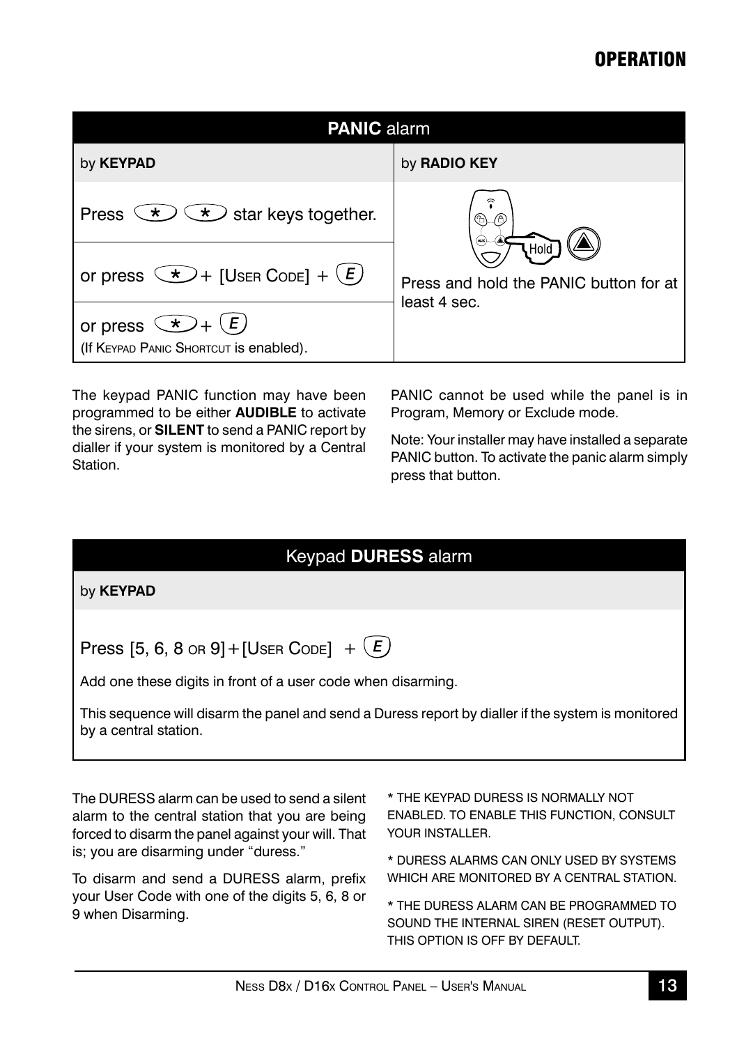## PANIC alarm

| by **KEYPAD** | by **RADIO KEY** |
|---|---|
| Press (*) (*) star keys together. | Hold Press and hold the PANIC button for at least 4 sec. |
| or press (*) + [USER CODE] + (E) | |
| or press (*) + (E) (If KEYPAD PANIC SHORTCUT is enabled). | |

The keypad PANIC function may have been programmed to be either **AUDIBLE** to activate the sirens, or **SILENT** to send a PANIC report by dialler if your system is monitored by a Central Station.

PANIC cannot be used while the panel is in Program, Memory or Exclude mode.

Note: Your installer may have installed a separate PANIC button. To activate the panic alarm simply press that button.

## Keypad DURESS alarm

by **KEYPAD**

Press [5, 6, 8 OR 9] + [USER CODE] + (E)

Add one these digits in front of a user code when disarming.

This sequence will disarm the panel and send a Duress report by dialler if the system is monitored by a central station.

The DURESS alarm can be used to send a silent alarm to the central station that you are being forced to disarm the panel against your will. That is; you are disarming under "duress."

To disarm and send a DURESS alarm, prefix your User Code with one of the digits 5, 6, 8 or 9 when Disarming.

* THE KEYPAD DURESS IS NORMALLY NOT ENABLED. TO ENABLE THIS FUNCTION, CONSULT YOUR INSTALLER.

* DURESS ALARMS CAN ONLY USED BY SYSTEMS WHICH ARE MONITORED BY A CENTRAL STATION.

* THE DURESS ALARM CAN BE PROGRAMMED TO SOUND THE INTERNAL SIREN (RESET OUTPUT). THIS OPTION IS OFF BY DEFAULT.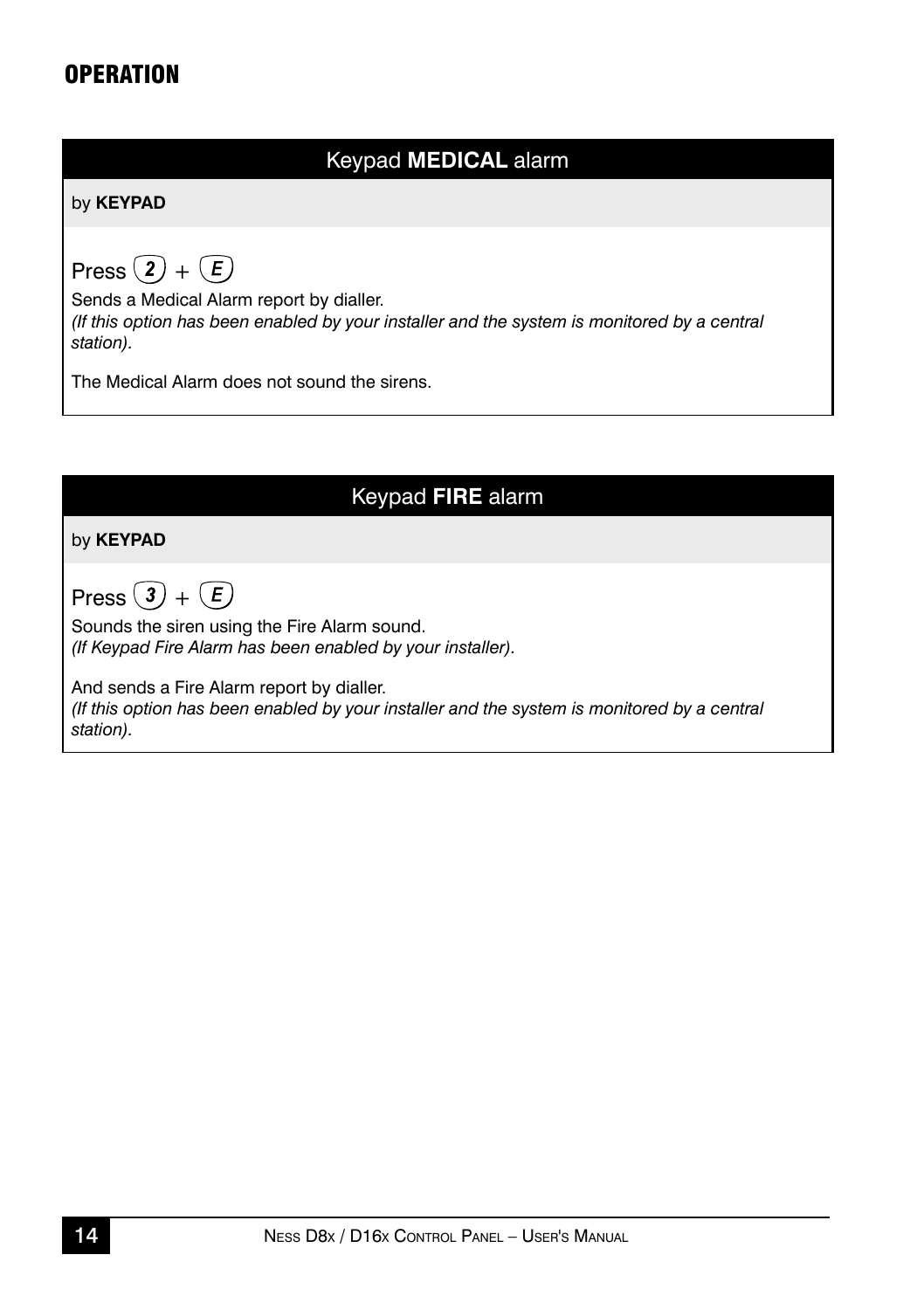# OPERATION

## Keypad **MEDICAL** alarm

by **KEYPAD**

Press (2) + (E)

Sends a Medical Alarm report by dialler.
*(If this option has been enabled by your installer and the system is monitored by a central station).*

The Medical Alarm does not sound the sirens.

## Keypad **FIRE** alarm

by **KEYPAD**

Press (3) + (E)

Sounds the siren using the Fire Alarm sound.
*(If Keypad Fire Alarm has been enabled by your installer).*

And sends a Fire Alarm report by dialler.
*(If this option has been enabled by your installer and the system is monitored by a central station).*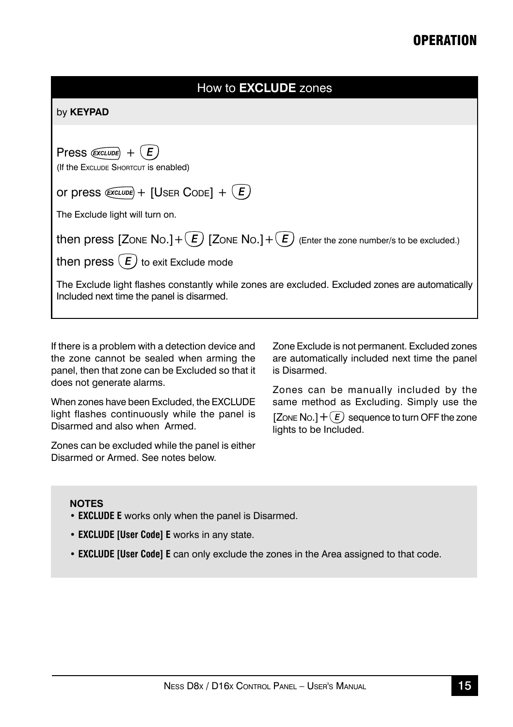## How to **EXCLUDE** zones

by **KEYPAD**

Press EXCLUDE + E
(If the Exclude Shortcut is enabled)

or press EXCLUDE + [User Code] + E

The Exclude light will turn on.

then press [Zone No.] + E [Zone No.] + E (Enter the zone number/s to be excluded.)

then press E to exit Exclude mode

The Exclude light flashes constantly while zones are excluded. Excluded zones are automatically Included next time the panel is disarmed.

If there is a problem with a detection device and the zone cannot be sealed when arming the panel, then that zone can be Excluded so that it does not generate alarms.

When zones have been Excluded, the EXCLUDE light flashes continuously while the panel is Disarmed and also when Armed.

Zones can be excluded while the panel is either Disarmed or Armed. See notes below.

Zone Exclude is not permanent. Excluded zones are automatically included next time the panel is Disarmed.

Zones can be manually included by the same method as Excluding. Simply use the [Zone No.] + E sequence to turn OFF the zone lights to be Included.

**NOTES**

- **EXCLUDE E** works only when the panel is Disarmed.
- **EXCLUDE [User Code] E** works in any state.
- **EXCLUDE [User Code] E** can only exclude the zones in the Area assigned to that code.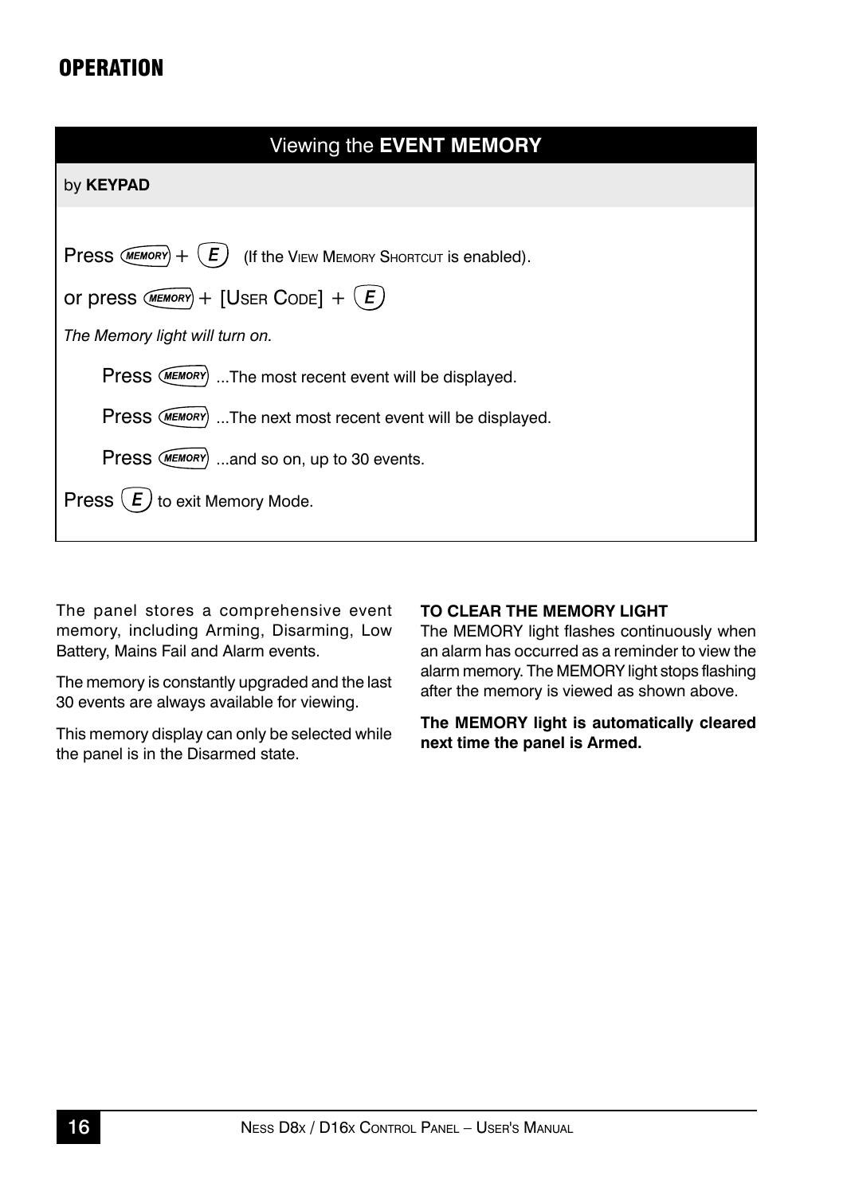# OPERATION

## Viewing the **EVENT MEMORY**

by **KEYPAD**

Press MEMORY + E (If the VIEW MEMORY SHORTCUT is enabled).

or press MEMORY + [USER CODE] + E

*The Memory light will turn on.*

Press MEMORY ...The most recent event will be displayed.

Press MEMORY ...The next most recent event will be displayed.

Press MEMORY ...and so on, up to 30 events.

Press E to exit Memory Mode.

The panel stores a comprehensive event memory, including Arming, Disarming, Low Battery, Mains Fail and Alarm events.

The memory is constantly upgraded and the last 30 events are always available for viewing.

This memory display can only be selected while the panel is in the Disarmed state.

**TO CLEAR THE MEMORY LIGHT**

The MEMORY light flashes continuously when an alarm has occurred as a reminder to view the alarm memory. The MEMORY light stops flashing after the memory is viewed as shown above.

**The MEMORY light is automatically cleared next time the panel is Armed.**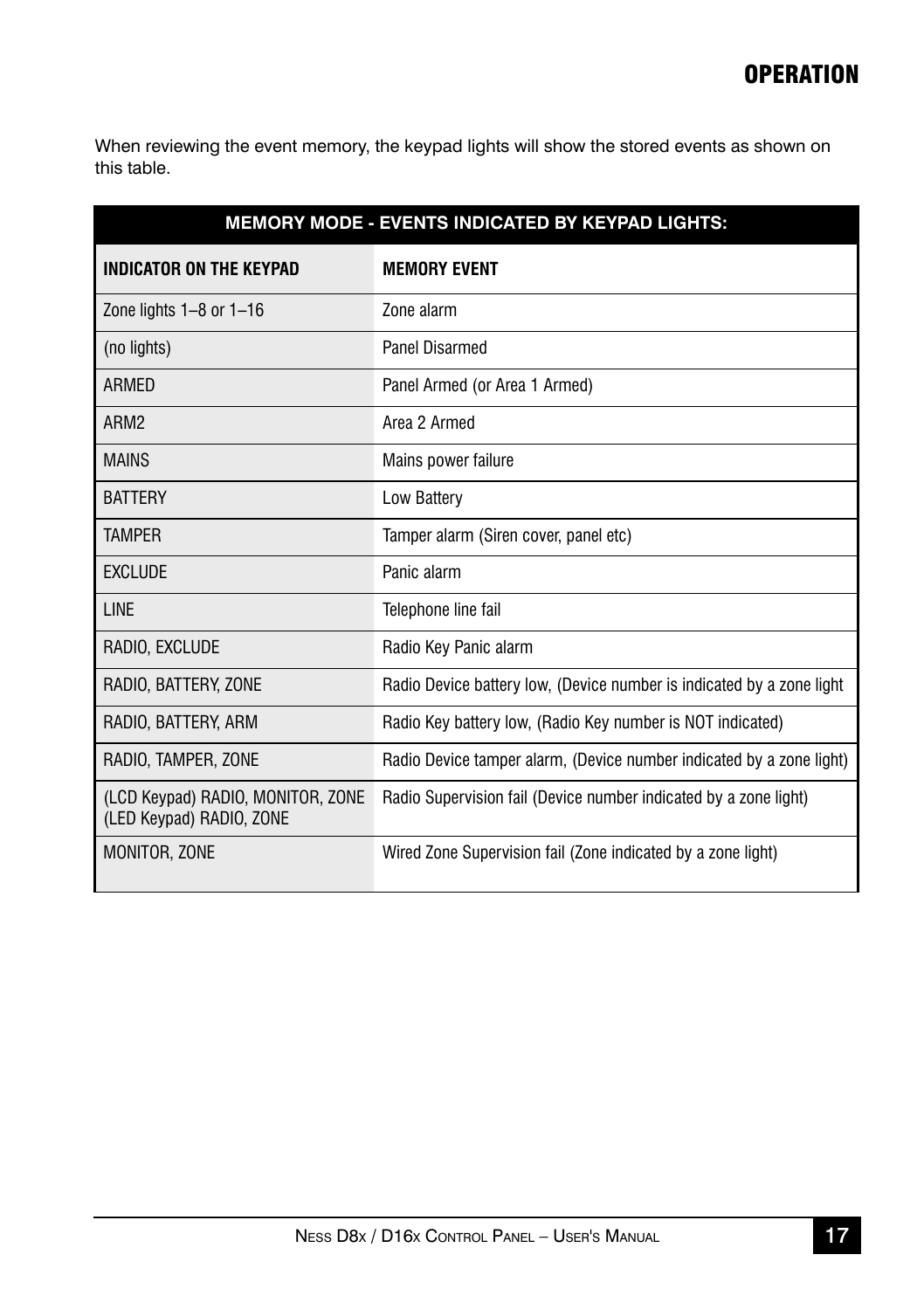# OPERATION

When reviewing the event memory, the keypad lights will show the stored events as shown on this table.

| MEMORY MODE - EVENTS INDICATED BY KEYPAD LIGHTS: | |
|---|---|
| **INDICATOR ON THE KEYPAD** | **MEMORY EVENT** |
| Zone lights 1–8 or 1–16 | Zone alarm |
| (no lights) | Panel Disarmed |
| ARMED | Panel Armed (or Area 1 Armed) |
| ARM2 | Area 2 Armed |
| MAINS | Mains power failure |
| BATTERY | Low Battery |
| TAMPER | Tamper alarm (Siren cover, panel etc) |
| EXCLUDE | Panic alarm |
| LINE | Telephone line fail |
| RADIO, EXCLUDE | Radio Key Panic alarm |
| RADIO, BATTERY, ZONE | Radio Device battery low, (Device number is indicated by a zone light |
| RADIO, BATTERY, ARM | Radio Key battery low, (Radio Key number is NOT indicated) |
| RADIO, TAMPER, ZONE | Radio Device tamper alarm, (Device number indicated by a zone light) |
| (LCD Keypad) RADIO, MONITOR, ZONE (LED Keypad) RADIO, ZONE | Radio Supervision fail (Device number indicated by a zone light) |
| MONITOR, ZONE | Wired Zone Supervision fail (Zone indicated by a zone light) |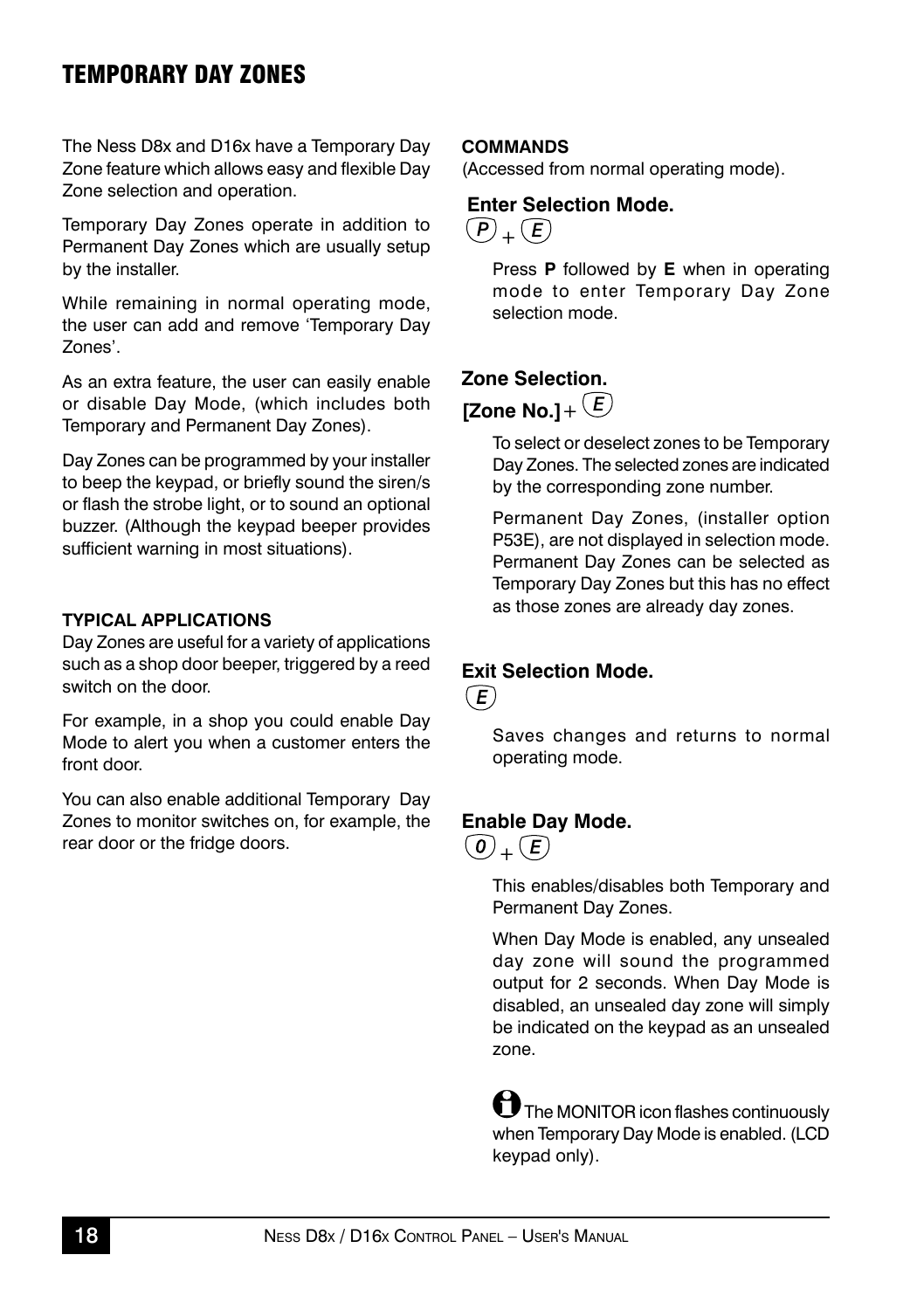# TEMPORARY DAY ZONES

The Ness D8x and D16x have a Temporary Day Zone feature which allows easy and flexible Day Zone selection and operation.

Temporary Day Zones operate in addition to Permanent Day Zones which are usually setup by the installer.

While remaining in normal operating mode, the user can add and remove 'Temporary Day Zones'.

As an extra feature, the user can easily enable or disable Day Mode, (which includes both Temporary and Permanent Day Zones).

Day Zones can be programmed by your installer to beep the keypad, or briefly sound the siren/s or flash the strobe light, or to sound an optional buzzer. (Although the keypad beeper provides sufficient warning in most situations).

**TYPICAL APPLICATIONS**

Day Zones are useful for a variety of applications such as a shop door beeper, triggered by a reed switch on the door.

For example, in a shop you could enable Day Mode to alert you when a customer enters the front door.

You can also enable additional Temporary Day Zones to monitor switches on, for example, the rear door or the fridge doors.

**COMMANDS**

(Accessed from normal operating mode).

**Enter Selection Mode.**

*P* + *E*

Press **P** followed by **E** when in operating mode to enter Temporary Day Zone selection mode.

**Zone Selection.**

**[Zone No.]** + *E*

To select or deselect zones to be Temporary Day Zones. The selected zones are indicated by the corresponding zone number.

Permanent Day Zones, (installer option P53E), are not displayed in selection mode. Permanent Day Zones can be selected as Temporary Day Zones but this has no effect as those zones are already day zones.

**Exit Selection Mode.**

*E*

Saves changes and returns to normal operating mode.

**Enable Day Mode.**

*0* + *E*

This enables/disables both Temporary and Permanent Day Zones.

When Day Mode is enabled, any unsealed day zone will sound the programmed output for 2 seconds. When Day Mode is disabled, an unsealed day zone will simply be indicated on the keypad as an unsealed zone.

The MONITOR icon flashes continuously when Temporary Day Mode is enabled. (LCD keypad only).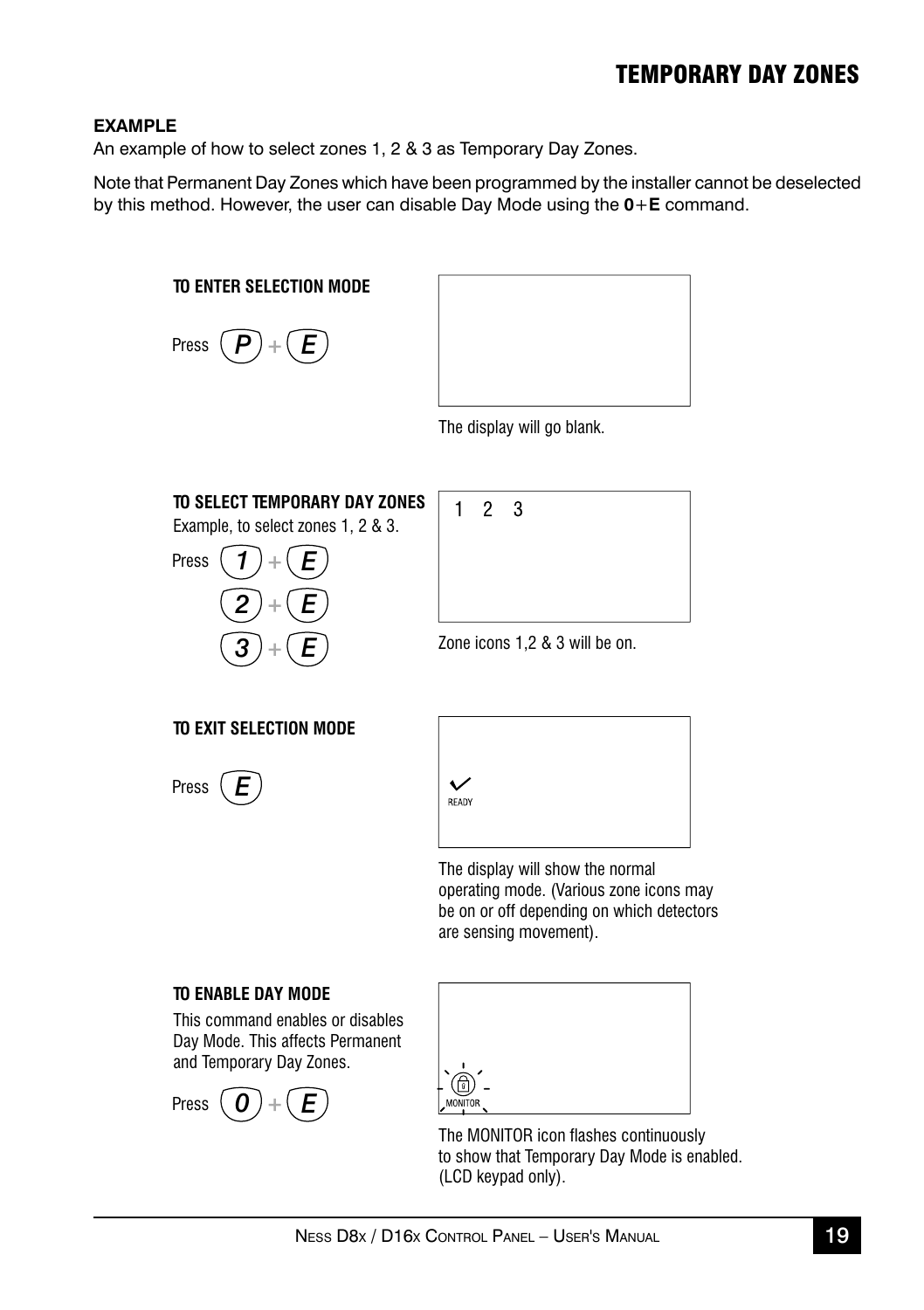## TEMPORARY DAY ZONES

**EXAMPLE**

An example of how to select zones 1, 2 & 3 as Temporary Day Zones.

Note that Permanent Day Zones which have been programmed by the installer cannot be deselected by this method. However, the user can disable Day Mode using the **0**+**E** command.

**TO ENTER SELECTION MODE**

Press **P** + **E**

The display will go blank.

**TO SELECT TEMPORARY DAY ZONES**

Example, to select zones 1, 2 & 3.

Press **1** + **E**
**2** + **E**
**3** + **E**

1 2 3

Zone icons 1,2 & 3 will be on.

**TO EXIT SELECTION MODE**

Press **E**

READY

The display will show the normal operating mode. (Various zone icons may be on or off depending on which detectors are sensing movement).

**TO ENABLE DAY MODE**

This command enables or disables Day Mode. This affects Permanent and Temporary Day Zones.

Press **0** + **E**

MONITOR

The MONITOR icon flashes continuously to show that Temporary Day Mode is enabled. (LCD keypad only).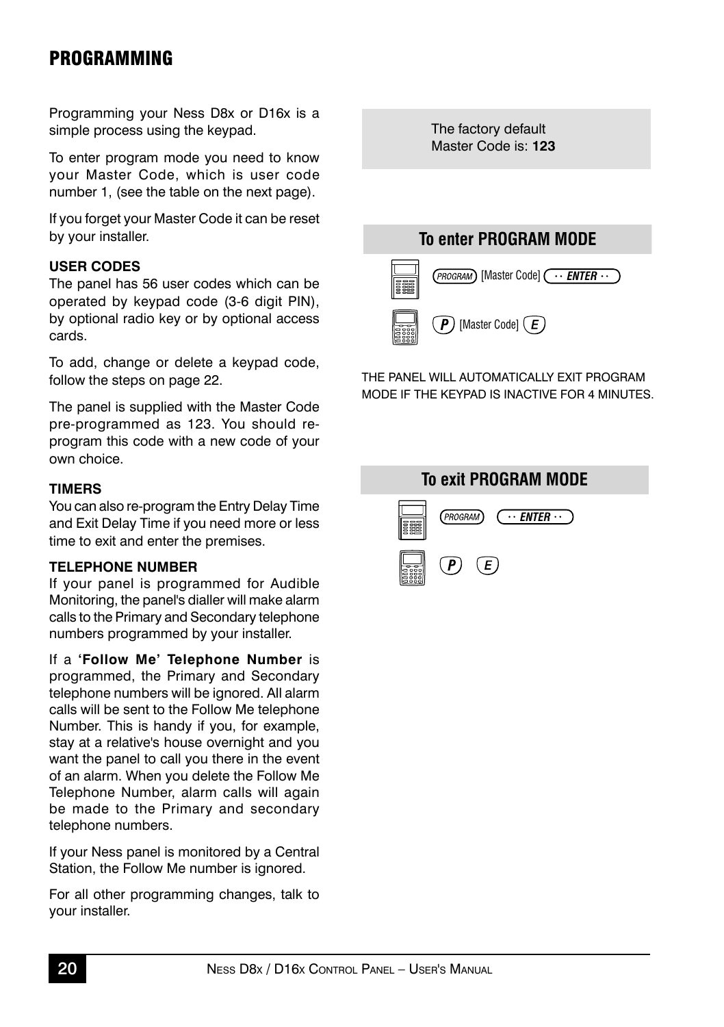# PROGRAMMING

Programming your Ness D8x or D16x is a simple process using the keypad.

To enter program mode you need to know your Master Code, which is user code number 1, (see the table on the next page).

If you forget your Master Code it can be reset by your installer.

**USER CODES**
The panel has 56 user codes which can be operated by keypad code (3-6 digit PIN), by optional radio key or by optional access cards.

To add, change or delete a keypad code, follow the steps on page 22.

The panel is supplied with the Master Code pre-programmed as 123. You should re-program this code with a new code of your own choice.

**TIMERS**
You can also re-program the Entry Delay Time and Exit Delay Time if you need more or less time to exit and enter the premises.

**TELEPHONE NUMBER**
If your panel is programmed for Audible Monitoring, the panel's dialler will make alarm calls to the Primary and Secondary telephone numbers programmed by your installer.

If a **'Follow Me' Telephone Number** is programmed, the Primary and Secondary telephone numbers will be ignored. All alarm calls will be sent to the Follow Me telephone Number. This is handy if you, for example, stay at a relative's house overnight and you want the panel to call you there in the event of an alarm. When you delete the Follow Me Telephone Number, alarm calls will again be made to the Primary and secondary telephone numbers.

If your Ness panel is monitored by a Central Station, the Follow Me number is ignored.

For all other programming changes, talk to your installer.

> The factory default Master Code is: **123**

## To enter PROGRAM MODE

PROGRAM [Master Code] ENTER

P [Master Code] E

THE PANEL WILL AUTOMATICALLY EXIT PROGRAM MODE IF THE KEYPAD IS INACTIVE FOR 4 MINUTES.

## To exit PROGRAM MODE

PROGRAM ENTER

P E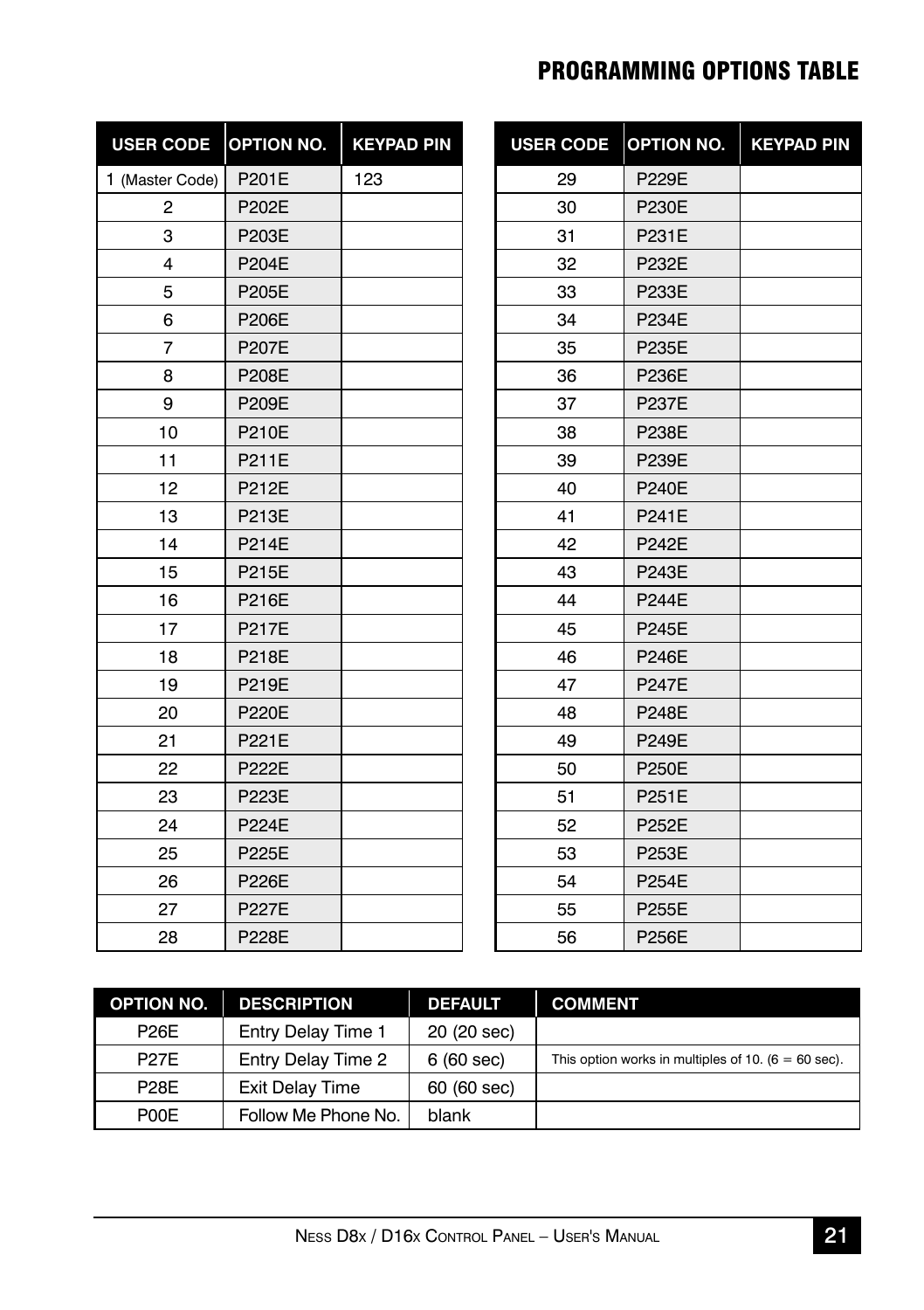# PROGRAMMING OPTIONS TABLE

| USER CODE | OPTION NO. | KEYPAD PIN |
|---|---|---|
| 1 (Master Code) | P201E | 123 |
| 2 | P202E | |
| 3 | P203E | |
| 4 | P204E | |
| 5 | P205E | |
| 6 | P206E | |
| 7 | P207E | |
| 8 | P208E | |
| 9 | P209E | |
| 10 | P210E | |
| 11 | P211E | |
| 12 | P212E | |
| 13 | P213E | |
| 14 | P214E | |
| 15 | P215E | |
| 16 | P216E | |
| 17 | P217E | |
| 18 | P218E | |
| 19 | P219E | |
| 20 | P220E | |
| 21 | P221E | |
| 22 | P222E | |
| 23 | P223E | |
| 24 | P224E | |
| 25 | P225E | |
| 26 | P226E | |
| 27 | P227E | |
| 28 | P228E | |
| 29 | P229E | |
| 30 | P230E | |
| 31 | P231E | |
| 32 | P232E | |
| 33 | P233E | |
| 34 | P234E | |
| 35 | P235E | |
| 36 | P236E | |
| 37 | P237E | |
| 38 | P238E | |
| 39 | P239E | |
| 40 | P240E | |
| 41 | P241E | |
| 42 | P242E | |
| 43 | P243E | |
| 44 | P244E | |
| 45 | P245E | |
| 46 | P246E | |
| 47 | P247E | |
| 48 | P248E | |
| 49 | P249E | |
| 50 | P250E | |
| 51 | P251E | |
| 52 | P252E | |
| 53 | P253E | |
| 54 | P254E | |
| 55 | P255E | |
| 56 | P256E | |

| OPTION NO. | DESCRIPTION | DEFAULT | COMMENT |
|---|---|---|---|
| P26E | Entry Delay Time 1 | 20 (20 sec) | |
| P27E | Entry Delay Time 2 | 6 (60 sec) | This option works in multiples of 10. (6 = 60 sec). |
| P28E | Exit Delay Time | 60 (60 sec) | |
| P00E | Follow Me Phone No. | blank | |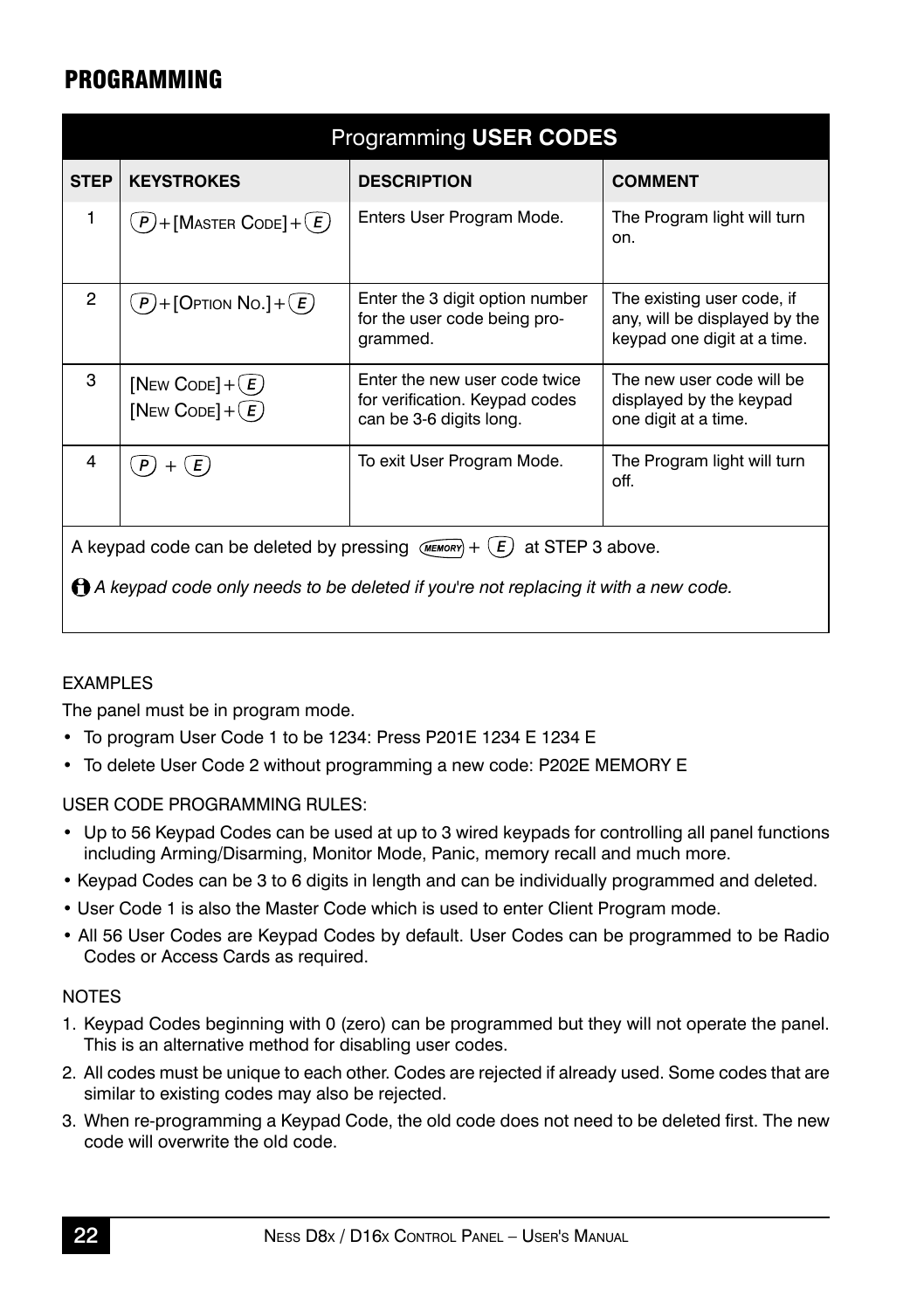# PROGRAMMING

| Programming **USER CODES** | | | |
|---|---|---|---|
| **STEP** | **KEYSTROKES** | **DESCRIPTION** | **COMMENT** |
| 1 | P + [MASTER CODE] + E | Enters User Program Mode. | The Program light will turn on. |
| 2 | P + [OPTION NO.] + E | Enter the 3 digit option number for the user code being programmed. | The existing user code, if any, will be displayed by the keypad one digit at a time. |
| 3 | [NEW CODE] + E<br>[NEW CODE] + E | Enter the new user code twice for verification. Keypad codes can be 3-6 digits long. | The new user code will be displayed by the keypad one digit at a time. |
| 4 | P + E | To exit User Program Mode. | The Program light will turn off. |

A keypad code can be deleted by pressing MEMORY + E at STEP 3 above.

*A keypad code only needs to be deleted if you're not replacing it with a new code.*

EXAMPLES

The panel must be in program mode.

- To program User Code 1 to be 1234: Press P201E 1234 E 1234 E
- To delete User Code 2 without programming a new code: P202E MEMORY E

USER CODE PROGRAMMING RULES:

- Up to 56 Keypad Codes can be used at up to 3 wired keypads for controlling all panel functions including Arming/Disarming, Monitor Mode, Panic, memory recall and much more.
- Keypad Codes can be 3 to 6 digits in length and can be individually programmed and deleted.
- User Code 1 is also the Master Code which is used to enter Client Program mode.
- All 56 User Codes are Keypad Codes by default. User Codes can be programmed to be Radio Codes or Access Cards as required.

NOTES

1. Keypad Codes beginning with 0 (zero) can be programmed but they will not operate the panel. This is an alternative method for disabling user codes.
2. All codes must be unique to each other. Codes are rejected if already used. Some codes that are similar to existing codes may also be rejected.
3. When re-programming a Keypad Code, the old code does not need to be deleted first. The new code will overwrite the old code.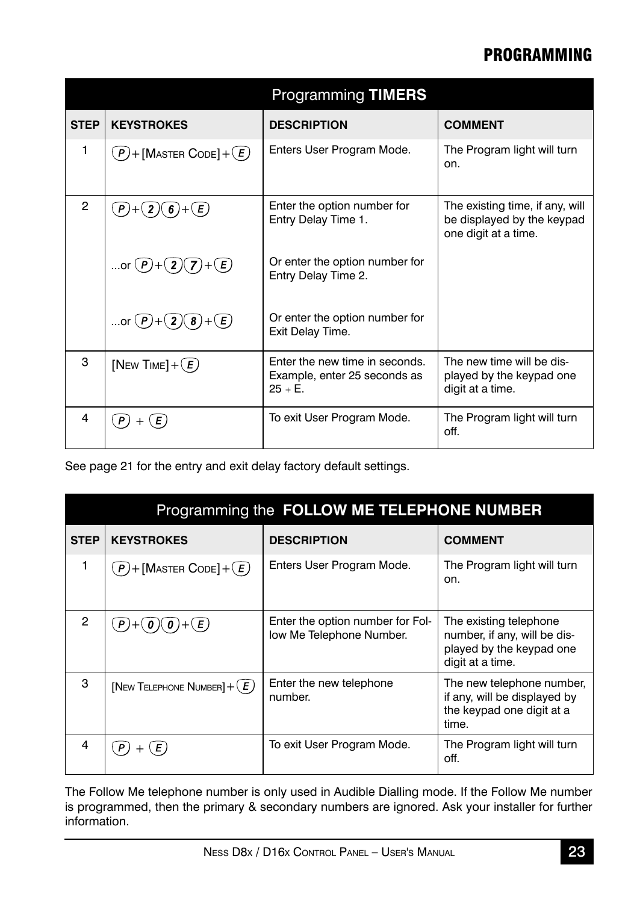# PROGRAMMING

| Programming **TIMERS** | | | |
|---|---|---|---|
| **STEP** | **KEYSTROKES** | **DESCRIPTION** | **COMMENT** |
| 1 | P + [MASTER CODE] + E | Enters User Program Mode. | The Program light will turn on. |
| 2 | P + 2 6 + E<br><br>...or P + 2 7 + E<br><br>...or P + 2 8 + E | Enter the option number for Entry Delay Time 1.<br><br>Or enter the option number for Entry Delay Time 2.<br><br>Or enter the option number for Exit Delay Time. | The existing time, if any, will be displayed by the keypad one digit at a time. |
| 3 | [NEW TIME] + E | Enter the new time in seconds. Example, enter 25 seconds as 25 + E. | The new time will be displayed by the keypad one digit at a time. |
| 4 | P + E | To exit User Program Mode. | The Program light will turn off. |

See page 21 for the entry and exit delay factory default settings.

| Programming the **FOLLOW ME TELEPHONE NUMBER** | | | |
|---|---|---|---|
| **STEP** | **KEYSTROKES** | **DESCRIPTION** | **COMMENT** |
| 1 | P + [MASTER CODE] + E | Enters User Program Mode. | The Program light will turn on. |
| 2 | P + 0 0 + E | Enter the option number for Follow Me Telephone Number. | The existing telephone number, if any, will be displayed by the keypad one digit at a time. |
| 3 | [NEW TELEPHONE NUMBER] + E | Enter the new telephone number. | The new telephone number, if any, will be displayed by the keypad one digit at a time. |
| 4 | P + E | To exit User Program Mode. | The Program light will turn off. |

The Follow Me telephone number is only used in Audible Dialling mode. If the Follow Me number is programmed, then the primary & secondary numbers are ignored. Ask your installer for further information.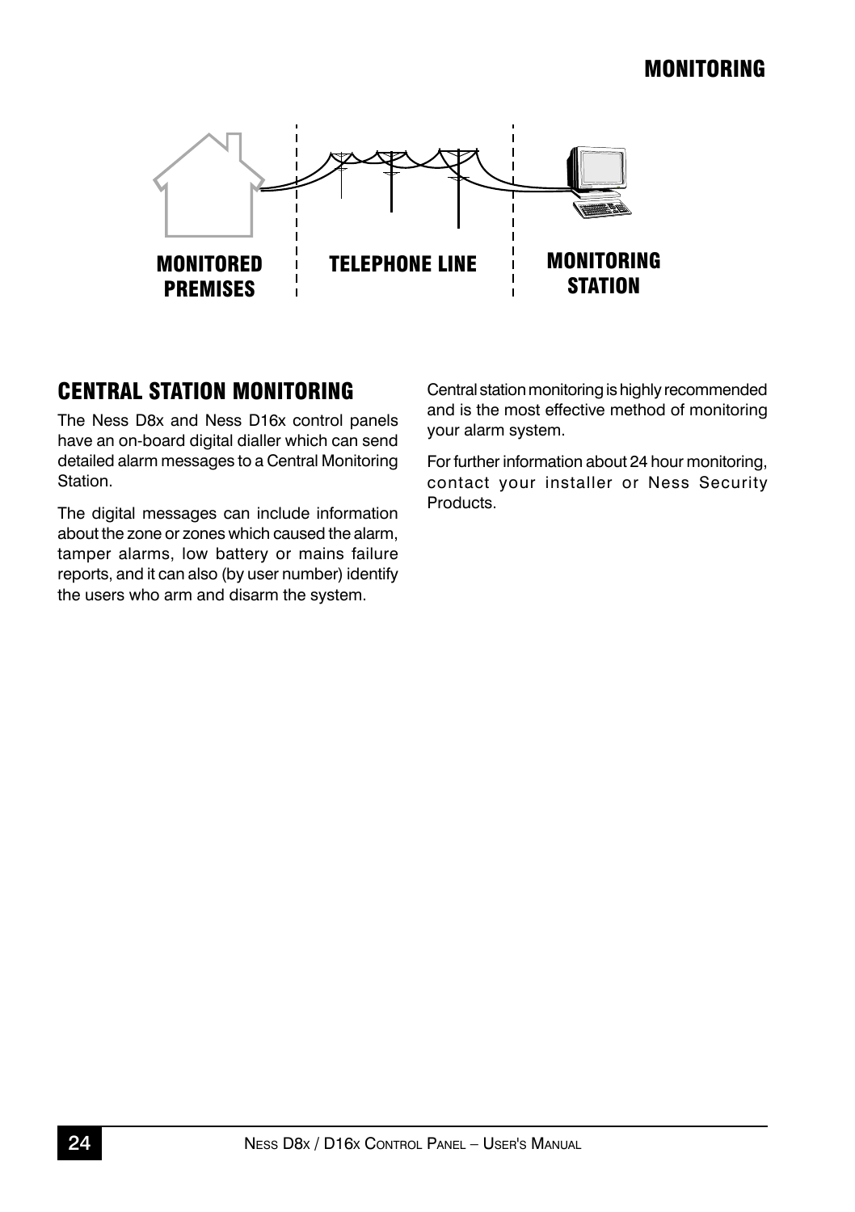# MONITORING

MONITORED PREMISES

TELEPHONE LINE

MONITORING STATION

## CENTRAL STATION MONITORING

The Ness D8x and Ness D16x control panels have an on-board digital dialler which can send detailed alarm messages to a Central Monitoring Station.

The digital messages can include information about the zone or zones which caused the alarm, tamper alarms, low battery or mains failure reports, and it can also (by user number) identify the users who arm and disarm the system.

Central station monitoring is highly recommended and is the most effective method of monitoring your alarm system.

For further information about 24 hour monitoring, contact your installer or Ness Security Products.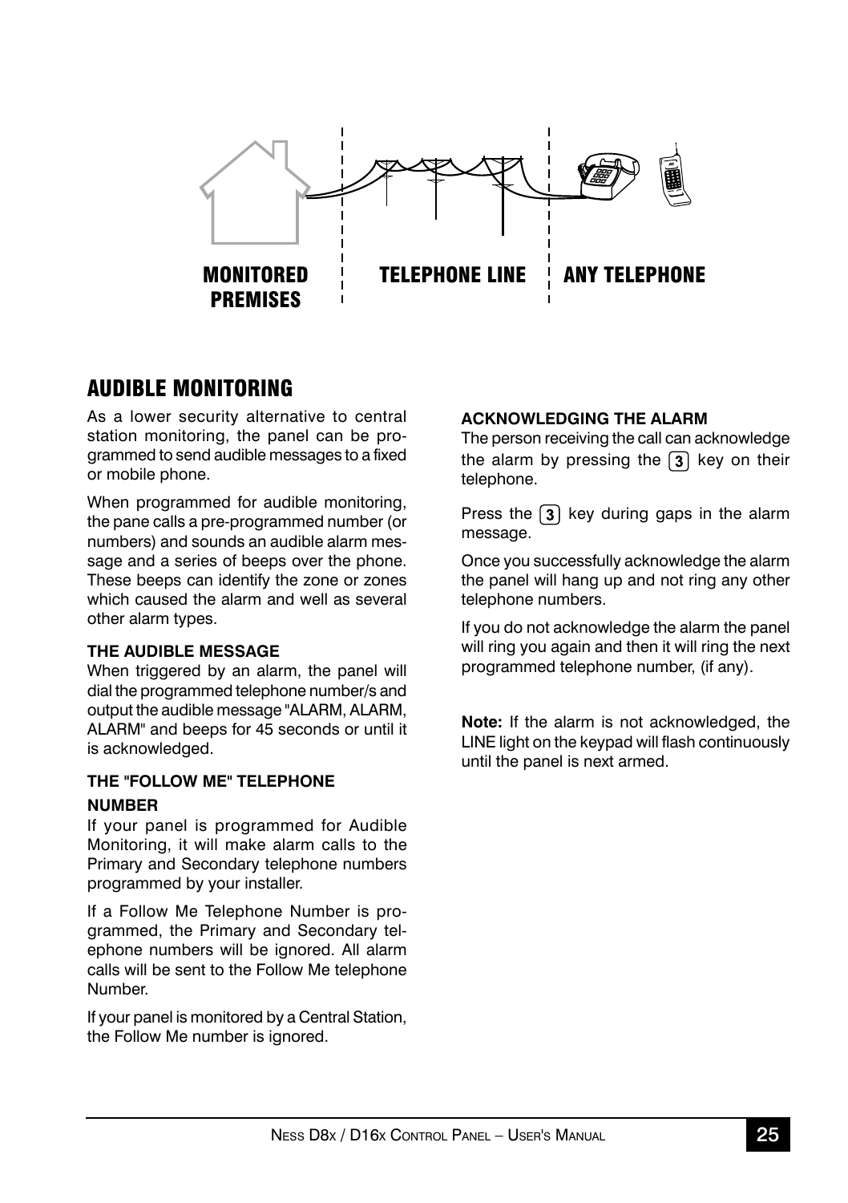MONITORED PREMISES | TELEPHONE LINE | ANY TELEPHONE

## AUDIBLE MONITORING

As a lower security alternative to central station monitoring, the panel can be programmed to send audible messages to a fixed or mobile phone.

When programmed for audible monitoring, the pane calls a pre-programmed number (or numbers) and sounds an audible alarm message and a series of beeps over the phone. These beeps can identify the zone or zones which caused the alarm and well as several other alarm types.

**THE AUDIBLE MESSAGE**

When triggered by an alarm, the panel will dial the programmed telephone number/s and output the audible message "ALARM, ALARM, ALARM" and beeps for 45 seconds or until it is acknowledged.

**THE "FOLLOW ME" TELEPHONE NUMBER**

If your panel is programmed for Audible Monitoring, it will make alarm calls to the Primary and Secondary telephone numbers programmed by your installer.

If a Follow Me Telephone Number is programmed, the Primary and Secondary telephone numbers will be ignored. All alarm calls will be sent to the Follow Me telephone Number.

If your panel is monitored by a Central Station, the Follow Me number is ignored.

**ACKNOWLEDGING THE ALARM**

The person receiving the call can acknowledge the alarm by pressing the [3] key on their telephone.

Press the [3] key during gaps in the alarm message.

Once you successfully acknowledge the alarm the panel will hang up and not ring any other telephone numbers.

If you do not acknowledge the alarm the panel will ring you again and then it will ring the next programmed telephone number, (if any).

**Note:** If the alarm is not acknowledged, the LINE light on the keypad will flash continuously until the panel is next armed.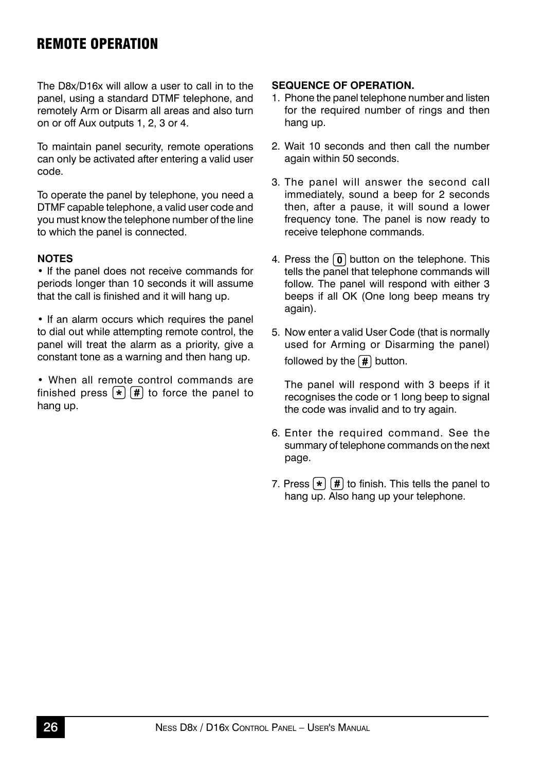# REMOTE OPERATION

The D8x/D16x will allow a user to call in to the panel, using a standard DTMF telephone, and remotely Arm or Disarm all areas and also turn on or off Aux outputs 1, 2, 3 or 4.

To maintain panel security, remote operations can only be activated after entering a valid user code.

To operate the panel by telephone, you need a DTMF capable telephone, a valid user code and you must know the telephone number of the line to which the panel is connected.

**NOTES**

• If the panel does not receive commands for periods longer than 10 seconds it will assume that the call is finished and it will hang up.

• If an alarm occurs which requires the panel to dial out while attempting remote control, the panel will treat the alarm as a priority, give a constant tone as a warning and then hang up.

• When all remote control commands are finished press [*] [#] to force the panel to hang up.

**SEQUENCE OF OPERATION.**

1. Phone the panel telephone number and listen for the required number of rings and then hang up.
2. Wait 10 seconds and then call the number again within 50 seconds.
3. The panel will answer the second call immediately, sound a beep for 2 seconds then, after a pause, it will sound a lower frequency tone. The panel is now ready to receive telephone commands.
4. Press the [0] button on the telephone. This tells the panel that telephone commands will follow. The panel will respond with either 3 beeps if all OK (One long beep means try again).
5. Now enter a valid User Code (that is normally used for Arming or Disarming the panel) followed by the [#] button.

   The panel will respond with 3 beeps if it recognises the code or 1 long beep to signal the code was invalid and to try again.
6. Enter the required command. See the summary of telephone commands on the next page.
7. Press [*] [#] to finish. This tells the panel to hang up. Also hang up your telephone.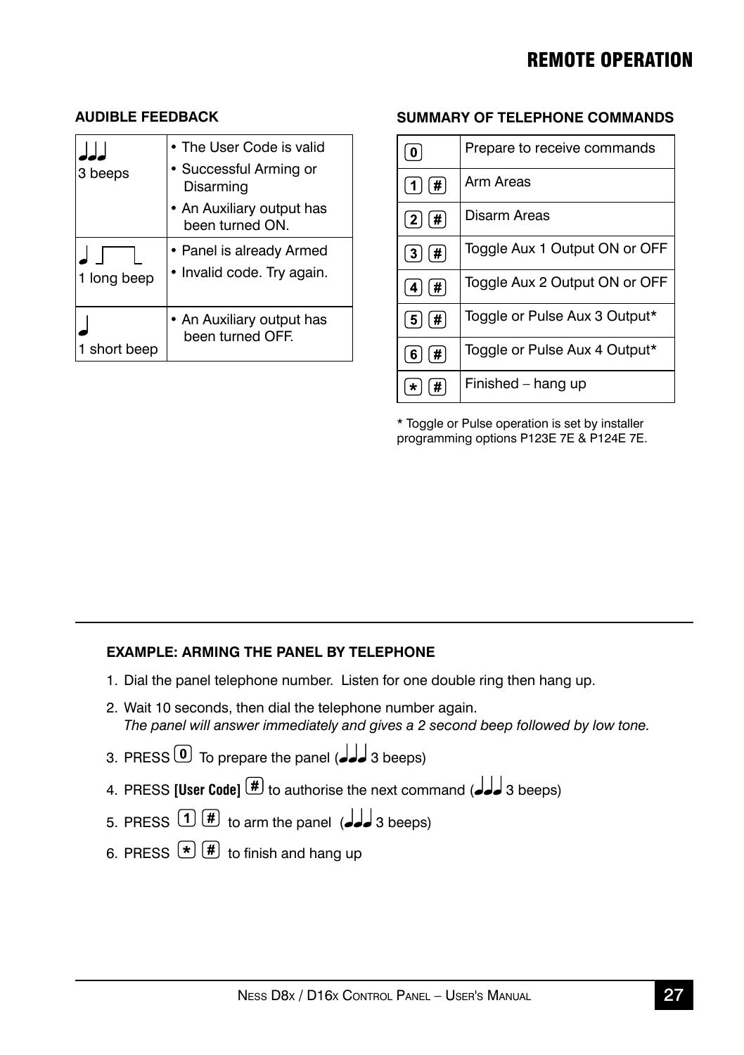# REMOTE OPERATION

## AUDIBLE FEEDBACK

| | |
|---|---|
| 3 beeps | • The User Code is valid<br>• Successful Arming or Disarming<br>• An Auxiliary output has been turned ON. |
| 1 long beep | • Panel is already Armed<br>• Invalid code. Try again. |
| 1 short beep | • An Auxiliary output has been turned OFF. |

## SUMMARY OF TELEPHONE COMMANDS

| | |
|---|---|
| 0 | Prepare to receive commands |
| 1 # | Arm Areas |
| 2 # | Disarm Areas |
| 3 # | Toggle Aux 1 Output ON or OFF |
| 4 # | Toggle Aux 2 Output ON or OFF |
| 5 # | Toggle or Pulse Aux 3 Output* |
| 6 # | Toggle or Pulse Aux 4 Output* |
| * # | Finished – hang up |

* Toggle or Pulse operation is set by installer programming options P123E 7E & P124E 7E.

---

**EXAMPLE: ARMING THE PANEL BY TELEPHONE**

1. Dial the panel telephone number. Listen for one double ring then hang up.
2. Wait 10 seconds, then dial the telephone number again.
   *The panel will answer immediately and gives a 2 second beep followed by low tone.*
3. PRESS 0 To prepare the panel (3 beeps)
4. PRESS **[User Code]** # to authorise the next command (3 beeps)
5. PRESS 1 # to arm the panel (3 beeps)
6. PRESS * # to finish and hang up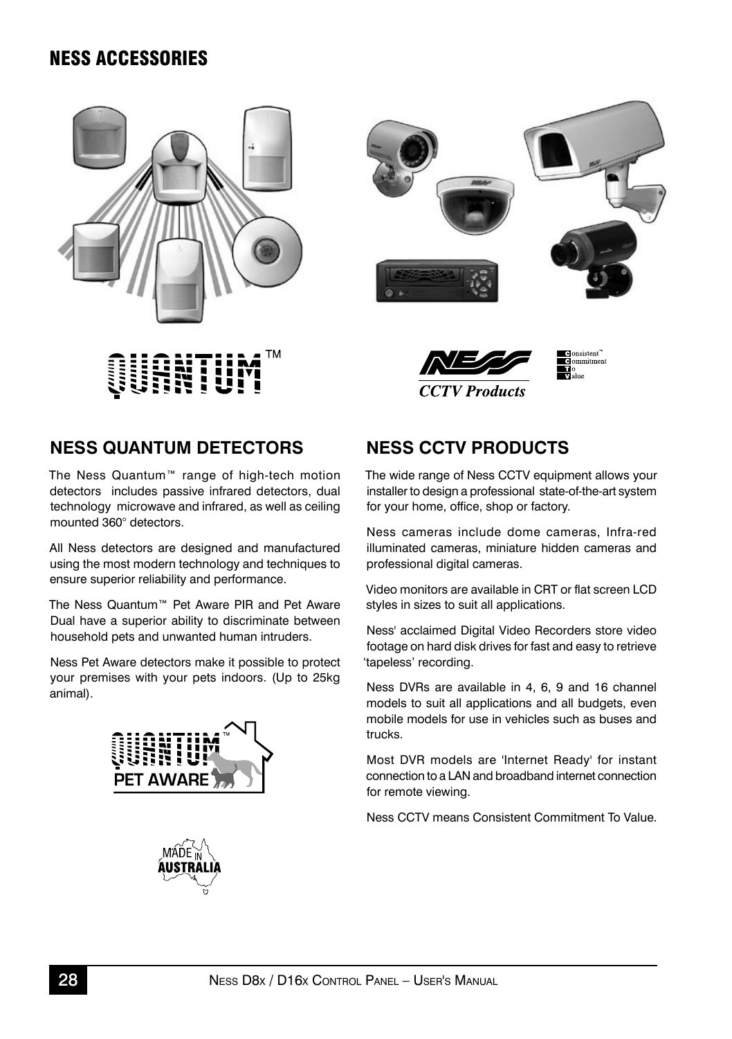# NESS ACCESSORIES

## NESS QUANTUM DETECTORS

The Ness Quantum™ range of high-tech motion detectors includes passive infrared detectors, dual technology microwave and infrared, as well as ceiling mounted 360° detectors.

All Ness detectors are designed and manufactured using the most modern technology and techniques to ensure superior reliability and performance.

The Ness Quantum™ Pet Aware PIR and Pet Aware Dual have a superior ability to discriminate between household pets and unwanted human intruders.

Ness Pet Aware detectors make it possible to protect your premises with your pets indoors. (Up to 25kg animal).

## NESS CCTV PRODUCTS

The wide range of Ness CCTV equipment allows your installer to design a professional state-of-the-art system for your home, office, shop or factory.

Ness cameras include dome cameras, Infra-red illuminated cameras, miniature hidden cameras and professional digital cameras.

Video monitors are available in CRT or flat screen LCD styles in sizes to suit all applications.

Ness' acclaimed Digital Video Recorders store video footage on hard disk drives for fast and easy to retrieve 'tapeless' recording.

Ness DVRs are available in 4, 6, 9 and 16 channel models to suit all applications and all budgets, even mobile models for use in vehicles such as buses and trucks.

Most DVR models are 'Internet Ready' for instant connection to a LAN and broadband internet connection for remote viewing.

Ness CCTV means Consistent Commitment To Value.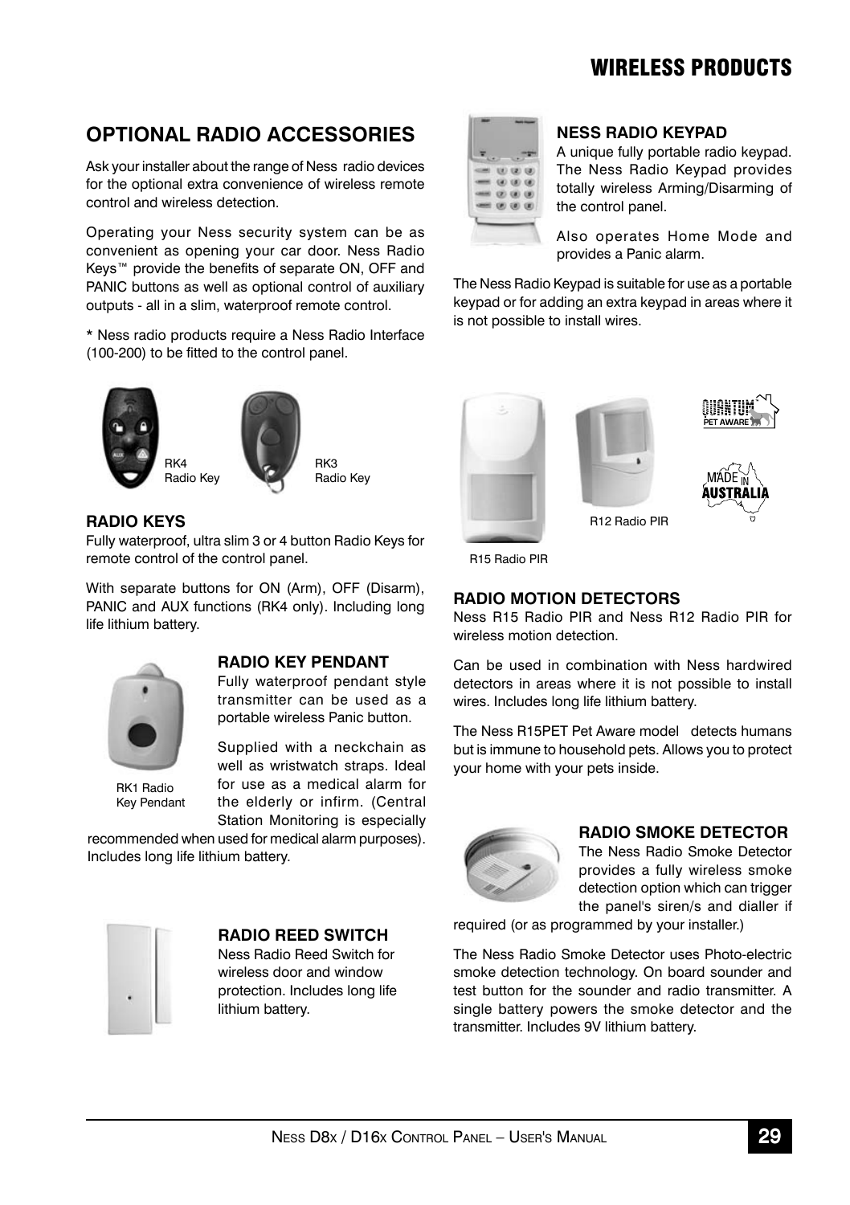# WIRELESS PRODUCTS

## OPTIONAL RADIO ACCESSORIES

Ask your installer about the range of Ness radio devices for the optional extra convenience of wireless remote control and wireless detection.

Operating your Ness security system can be as convenient as opening your car door. Ness Radio Keys™ provide the benefits of separate ON, OFF and PANIC buttons as well as optional control of auxiliary outputs - all in a slim, waterproof remote control.

* Ness radio products require a Ness Radio Interface (100-200) to be fitted to the control panel.

RK4 Radio Key

RK3 Radio Key

### RADIO KEYS

Fully waterproof, ultra slim 3 or 4 button Radio Keys for remote control of the control panel.

With separate buttons for ON (Arm), OFF (Disarm), PANIC and AUX functions (RK4 only). Including long life lithium battery.

### RADIO KEY PENDANT

Fully waterproof pendant style transmitter can be used as a portable wireless Panic button.

Supplied with a neckchain as well as wristwatch straps. Ideal for use as a medical alarm for the elderly or infirm. (Central Station Monitoring is especially recommended when used for medical alarm purposes). Includes long life lithium battery.

RK1 Radio Key Pendant

### RADIO REED SWITCH

Ness Radio Reed Switch for wireless door and window protection. Includes long life lithium battery.

### NESS RADIO KEYPAD

A unique fully portable radio keypad. The Ness Radio Keypad provides totally wireless Arming/Disarming of the control panel.

Also operates Home Mode and provides a Panic alarm.

The Ness Radio Keypad is suitable for use as a portable keypad or for adding an extra keypad in areas where it is not possible to install wires.

QUANTUM PET AWARE

MADE IN AUSTRALIA

R12 Radio PIR

R15 Radio PIR

### RADIO MOTION DETECTORS

Ness R15 Radio PIR and Ness R12 Radio PIR for wireless motion detection.

Can be used in combination with Ness hardwired detectors in areas where it is not possible to install wires. Includes long life lithium battery.

The Ness R15PET Pet Aware model detects humans but is immune to household pets. Allows you to protect your home with your pets inside.

### RADIO SMOKE DETECTOR

The Ness Radio Smoke Detector provides a fully wireless smoke detection option which can trigger the panel's siren/s and dialler if required (or as programmed by your installer.)

The Ness Radio Smoke Detector uses Photo-electric smoke detection technology. On board sounder and test button for the sounder and radio transmitter. A single battery powers the smoke detector and the transmitter. Includes 9V lithium battery.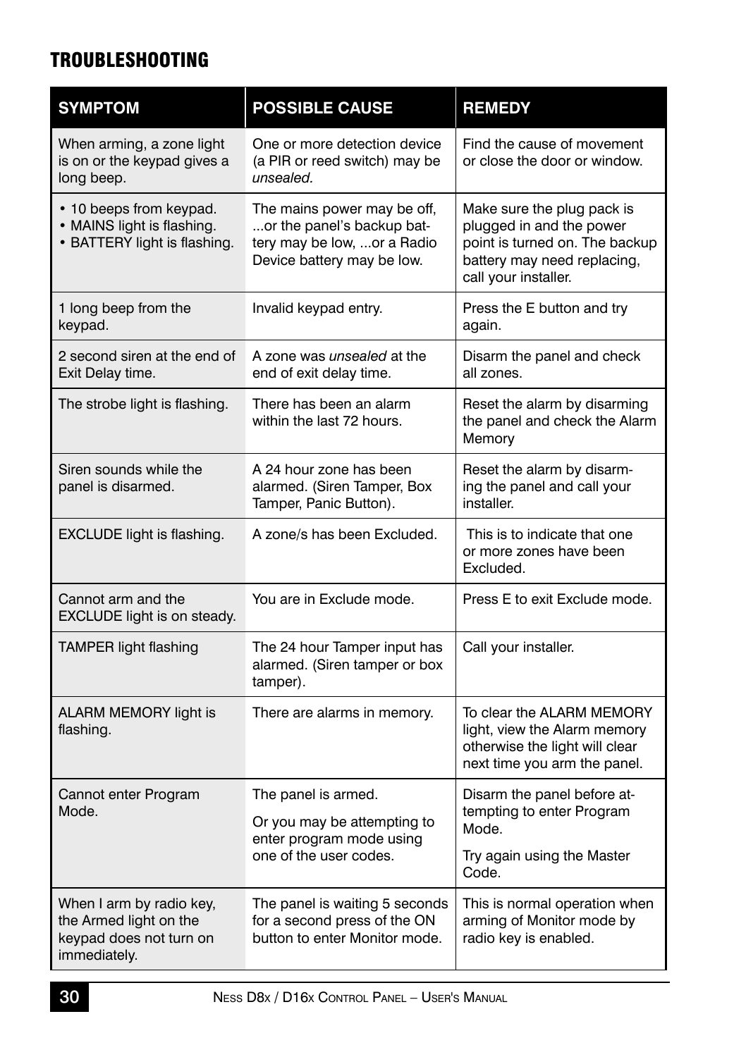## TROUBLESHOOTING

| SYMPTOM | POSSIBLE CAUSE | REMEDY |
|---|---|---|
| When arming, a zone light is on or the keypad gives a long beep. | One or more detection device (a PIR or reed switch) may be *unsealed.* | Find the cause of movement or close the door or window. |
| • 10 beeps from keypad.<br>• MAINS light is flashing.<br>• BATTERY light is flashing. | The mains power may be off, ...or the panel's backup battery may be low, ...or a Radio Device battery may be low. | Make sure the plug pack is plugged in and the power point is turned on. The backup battery may need replacing, call your installer. |
| 1 long beep from the keypad. | Invalid keypad entry. | Press the E button and try again. |
| 2 second siren at the end of Exit Delay time. | A zone was *unsealed* at the end of exit delay time. | Disarm the panel and check all zones. |
| The strobe light is flashing. | There has been an alarm within the last 72 hours. | Reset the alarm by disarming the panel and check the Alarm Memory |
| Siren sounds while the panel is disarmed. | A 24 hour zone has been alarmed. (Siren Tamper, Box Tamper, Panic Button). | Reset the alarm by disarming the panel and call your installer. |
| EXCLUDE light is flashing. | A zone/s has been Excluded. | This is to indicate that one or more zones have been Excluded. |
| Cannot arm and the EXCLUDE light is on steady. | You are in Exclude mode. | Press E to exit Exclude mode. |
| TAMPER light flashing | The 24 hour Tamper input has alarmed. (Siren tamper or box tamper). | Call your installer. |
| ALARM MEMORY light is flashing. | There are alarms in memory. | To clear the ALARM MEMORY light, view the Alarm memory otherwise the light will clear next time you arm the panel. |
| Cannot enter Program Mode. | The panel is armed.<br>Or you may be attempting to enter program mode using one of the user codes. | Disarm the panel before attempting to enter Program Mode.<br>Try again using the Master Code. |
| When I arm by radio key, the Armed light on the keypad does not turn on immediately. | The panel is waiting 5 seconds for a second press of the ON button to enter Monitor mode. | This is normal operation when arming of Monitor mode by radio key is enabled. |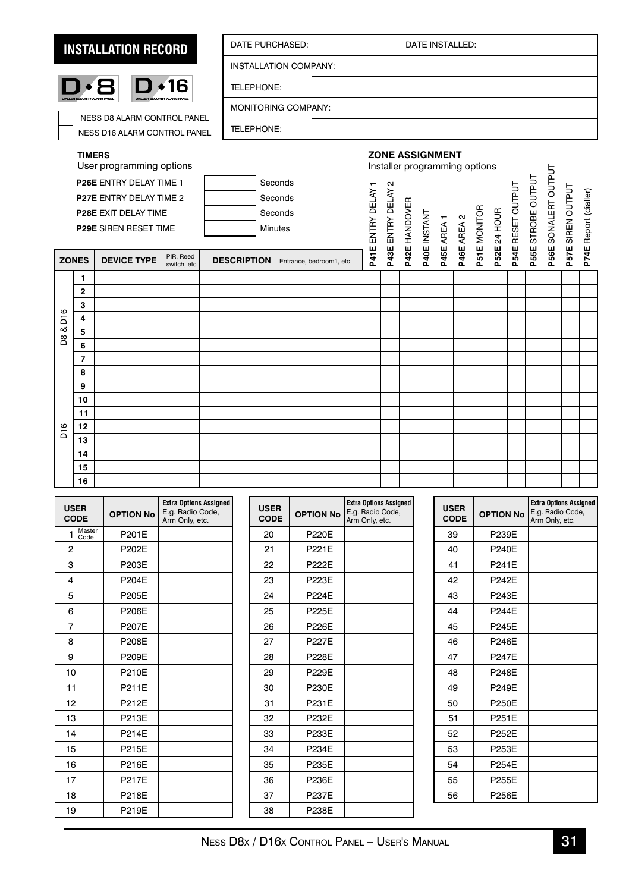# INSTALLATION RECORD

D•8 DIALLER SECURITY ALARM PANEL  D•16 DIALLER SECURITY ALARM PANEL

☐ NESS D8 ALARM CONTROL PANEL
☐ NESS D16 ALARM CONTROL PANEL

| DATE PURCHASED: | DATE INSTALLED: |
|---|---|
| INSTALLATION COMPANY: | |
| TELEPHONE: | |
| MONITORING COMPANY: | |
| TELEPHONE: | |

**TIMERS**
User programming options

| | | |
|---|---|---|
| **P26E** ENTRY DELAY TIME 1 | | Seconds |
| **P27E** ENTRY DELAY TIME 2 | | Seconds |
| **P28E** EXIT DELAY TIME | | Seconds |
| **P29E** SIREN RESET TIME | | Minutes |

**ZONE ASSIGNMENT**
Installer programming options

| | ZONES | DEVICE TYPE (PIR, Reed switch, etc) | DESCRIPTION (Entrance, bedroom1, etc) | P41E ENTRY DELAY 1 | P43E ENTRY DELAY 2 | P42E HANDOVER | P40E INSTANT | P45E AREA 1 | P46E AREA 2 | P51E MONITOR | P52E 24 HOUR | P54E RESET OUTPUT | P55E STROBE OUTPUT | P56E SONALERT OUTPUT | P57E SIREN OUTPUT | P74E Report (dialler) |
|---|---|---|---|---|---|---|---|---|---|---|---|---|---|---|---|---|
| D8 & D16 | 1 | | | | | | | | | | | | | | | |
| | 2 | | | | | | | | | | | | | | | |
| | 3 | | | | | | | | | | | | | | | |
| | 4 | | | | | | | | | | | | | | | |
| | 5 | | | | | | | | | | | | | | | |
| | 6 | | | | | | | | | | | | | | | |
| | 7 | | | | | | | | | | | | | | | |
| | 8 | | | | | | | | | | | | | | | |
| D16 | 9 | | | | | | | | | | | | | | | |
| | 10 | | | | | | | | | | | | | | | |
| | 11 | | | | | | | | | | | | | | | |
| | 12 | | | | | | | | | | | | | | | |
| | 13 | | | | | | | | | | | | | | | |
| | 14 | | | | | | | | | | | | | | | |
| | 15 | | | | | | | | | | | | | | | |
| | 16 | | | | | | | | | | | | | | | |

| USER CODE | OPTION No | Extra Options Assigned E.g. Radio Code, Arm Only, etc. |
|---|---|---|
| 1 Master Code | P201E | |
| 2 | P202E | |
| 3 | P203E | |
| 4 | P204E | |
| 5 | P205E | |
| 6 | P206E | |
| 7 | P207E | |
| 8 | P208E | |
| 9 | P209E | |
| 10 | P210E | |
| 11 | P211E | |
| 12 | P212E | |
| 13 | P213E | |
| 14 | P214E | |
| 15 | P215E | |
| 16 | P216E | |
| 17 | P217E | |
| 18 | P218E | |
| 19 | P219E | |

| USER CODE | OPTION No | Extra Options Assigned E.g. Radio Code, Arm Only, etc. |
|---|---|---|
| 20 | P220E | |
| 21 | P221E | |
| 22 | P222E | |
| 23 | P223E | |
| 24 | P224E | |
| 25 | P225E | |
| 26 | P226E | |
| 27 | P227E | |
| 28 | P228E | |
| 29 | P229E | |
| 30 | P230E | |
| 31 | P231E | |
| 32 | P232E | |
| 33 | P233E | |
| 34 | P234E | |
| 35 | P235E | |
| 36 | P236E | |
| 37 | P237E | |
| 38 | P238E | |

| USER CODE | OPTION No | Extra Options Assigned E.g. Radio Code, Arm Only, etc. |
|---|---|---|
| 39 | P239E | |
| 40 | P240E | |
| 41 | P241E | |
| 42 | P242E | |
| 43 | P243E | |
| 44 | P244E | |
| 45 | P245E | |
| 46 | P246E | |
| 47 | P247E | |
| 48 | P248E | |
| 49 | P249E | |
| 50 | P250E | |
| 51 | P251E | |
| 52 | P252E | |
| 53 | P253E | |
| 54 | P254E | |
| 55 | P255E | |
| 56 | P256E | |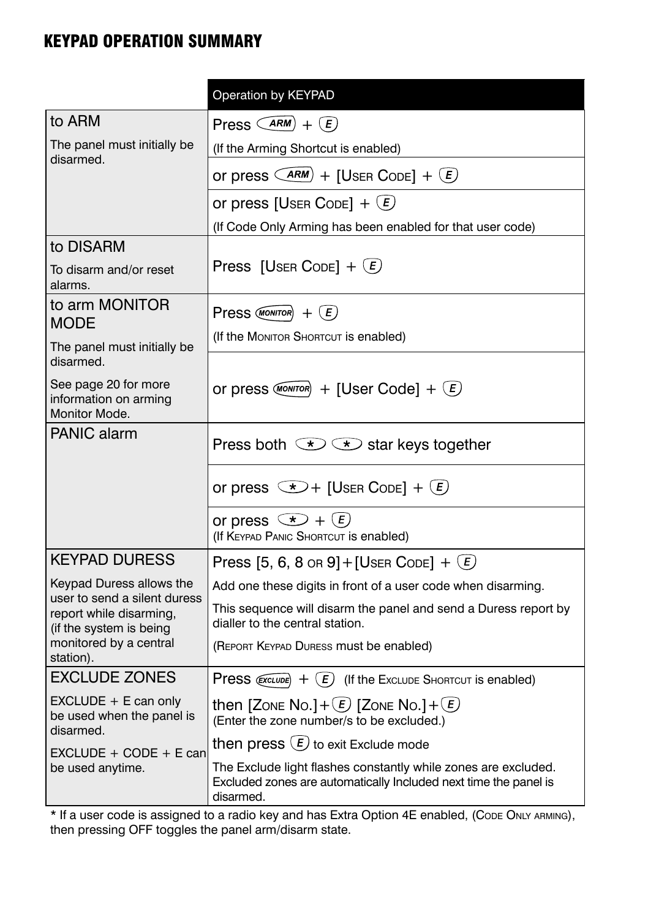# KEYPAD OPERATION SUMMARY

| | Operation by KEYPAD |
|---|---|
| **to ARM**<br>The panel must initially be disarmed. | Press ARM + E<br>(If the Arming Shortcut is enabled) |
| | or press ARM + [USER CODE] + E |
| | or press [USER CODE] + E<br>(If Code Only Arming has been enabled for that user code) |
| **to DISARM**<br>To disarm and/or reset alarms. | Press [USER CODE] + E |
| **to arm MONITOR MODE**<br>The panel must initially be disarmed.<br>See page 20 for more information on arming Monitor Mode. | Press MONITOR + E<br>(If the MONITOR SHORTCUT is enabled) |
| | or press MONITOR + [User Code] + E |
| **PANIC alarm** | Press both * * star keys together |
| | or press * + [USER CODE] + E |
| | or press * + E<br>(If KEYPAD PANIC SHORTCUT is enabled) |
| **KEYPAD DURESS**<br>Keypad Duress allows the user to send a silent duress report while disarming, (if the system is being monitored by a central station). | Press [5, 6, 8 OR 9]+[USER CODE] + E<br>Add one these digits in front of a user code when disarming.<br>This sequence will disarm the panel and send a Duress report by dialler to the central station.<br>(REPORT KEYPAD DURESS must be enabled) |
| **EXCLUDE ZONES**<br>EXCLUDE + E can only be used when the panel is disarmed.<br>EXCLUDE + CODE + E can be used anytime. | Press EXCLUDE + E (If the EXCLUDE SHORTCUT is enabled)<br>then [ZONE NO.]+E [ZONE NO.]+E<br>(Enter the zone number/s to be excluded.)<br>then press E to exit Exclude mode<br>The Exclude light flashes constantly while zones are excluded. Excluded zones are automatically Included next time the panel is disarmed. |

* If a user code is assigned to a radio key and has Extra Option 4E enabled, (CODE ONLY ARMING), then pressing OFF toggles the panel arm/disarm state.